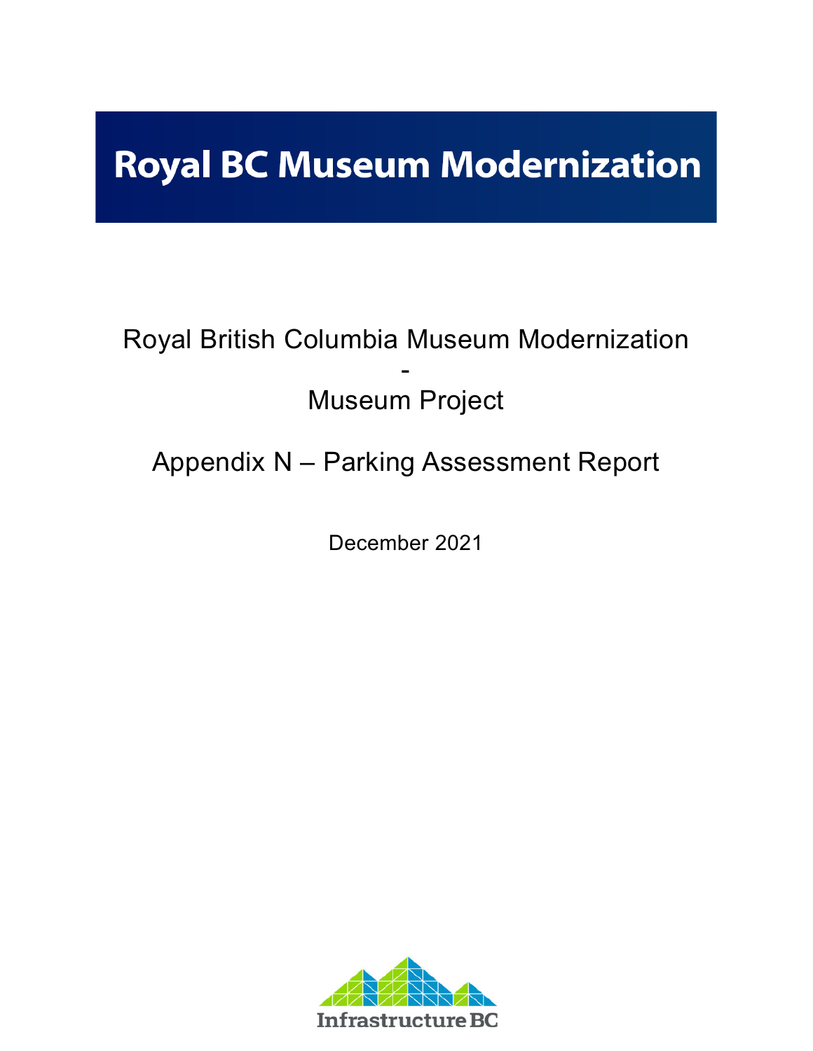# Royal BC Museum Modernization

Royal British Columbia Museum Modernization

-

Museum Project

Appendix N – Parking Assessment Report

December 2021

Infrastructure BC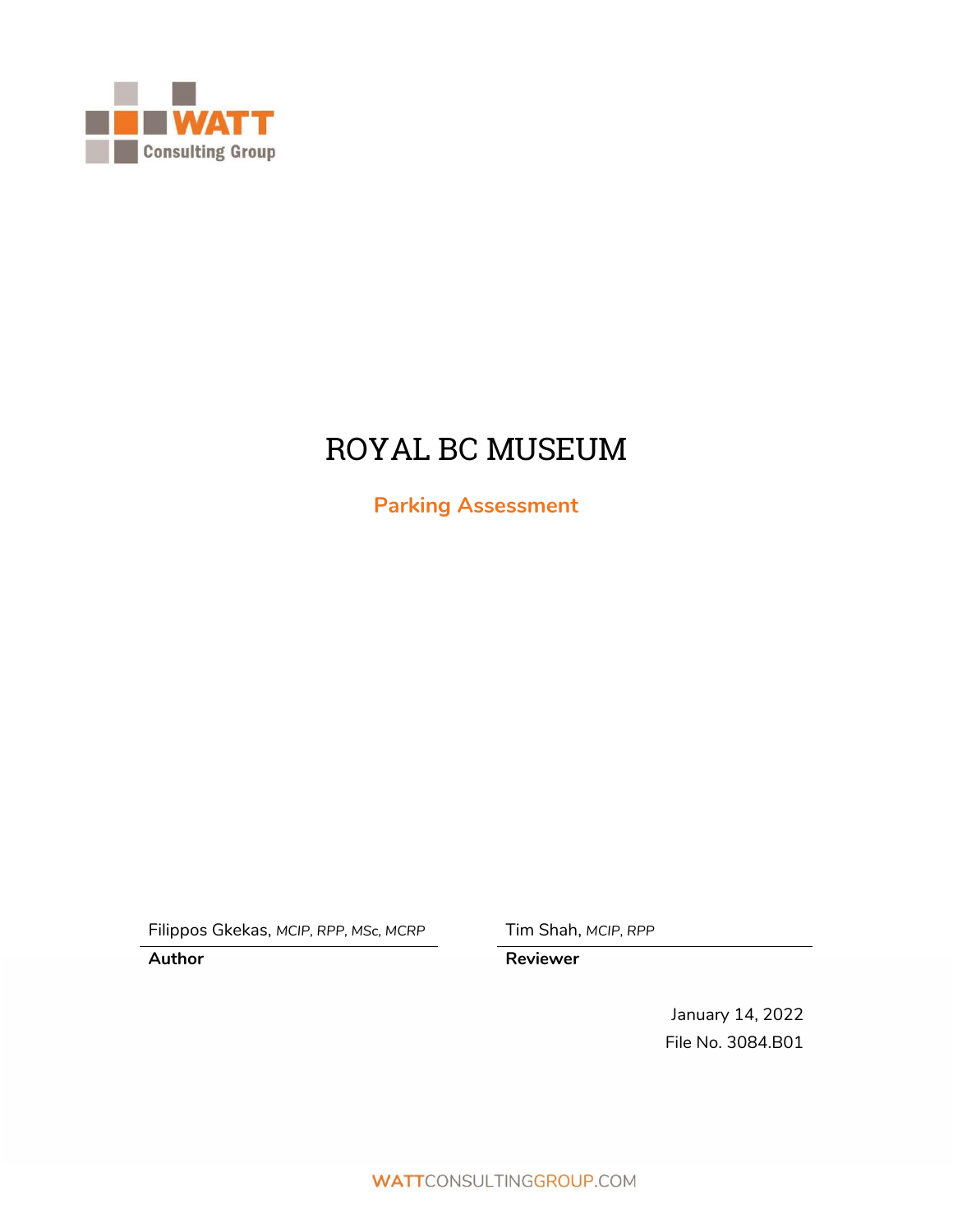WATT Consulting Group

# ROYAL BC MUSEUM

## Parking Assessment

Filippos Gkekas, *MCIP, RPP, MSc, MCRP*
**Author**

Tim Shah, *MCIP, RPP*
**Reviewer**

January 14, 2022
File No. 3084.B01

WATTCONSULTINGGROUP.COM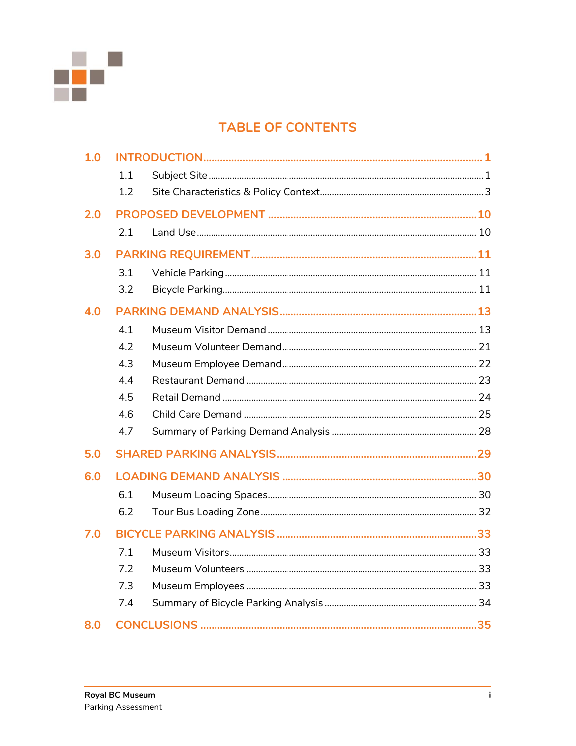# TABLE OF CONTENTS

**1.0 INTRODUCTION** ........ **1**
- 1.1 Subject Site ........ 1
- 1.2 Site Characteristics & Policy Context ........ 3

**2.0 PROPOSED DEVELOPMENT** ........ **10**
- 2.1 Land Use ........ 10

**3.0 PARKING REQUIREMENT** ........ **11**
- 3.1 Vehicle Parking ........ 11
- 3.2 Bicycle Parking ........ 11

**4.0 PARKING DEMAND ANALYSIS** ........ **13**
- 4.1 Museum Visitor Demand ........ 13
- 4.2 Museum Volunteer Demand ........ 21
- 4.3 Museum Employee Demand ........ 22
- 4.4 Restaurant Demand ........ 23
- 4.5 Retail Demand ........ 24
- 4.6 Child Care Demand ........ 25
- 4.7 Summary of Parking Demand Analysis ........ 28

**5.0 SHARED PARKING ANALYSIS** ........ **29**

**6.0 LOADING DEMAND ANALYSIS** ........ **30**
- 6.1 Museum Loading Spaces ........ 30
- 6.2 Tour Bus Loading Zone ........ 32

**7.0 BICYCLE PARKING ANALYSIS** ........ **33**
- 7.1 Museum Visitors ........ 33
- 7.2 Museum Volunteers ........ 33
- 7.3 Museum Employees ........ 33
- 7.4 Summary of Bicycle Parking Analysis ........ 34

**8.0 CONCLUSIONS** ........ **35**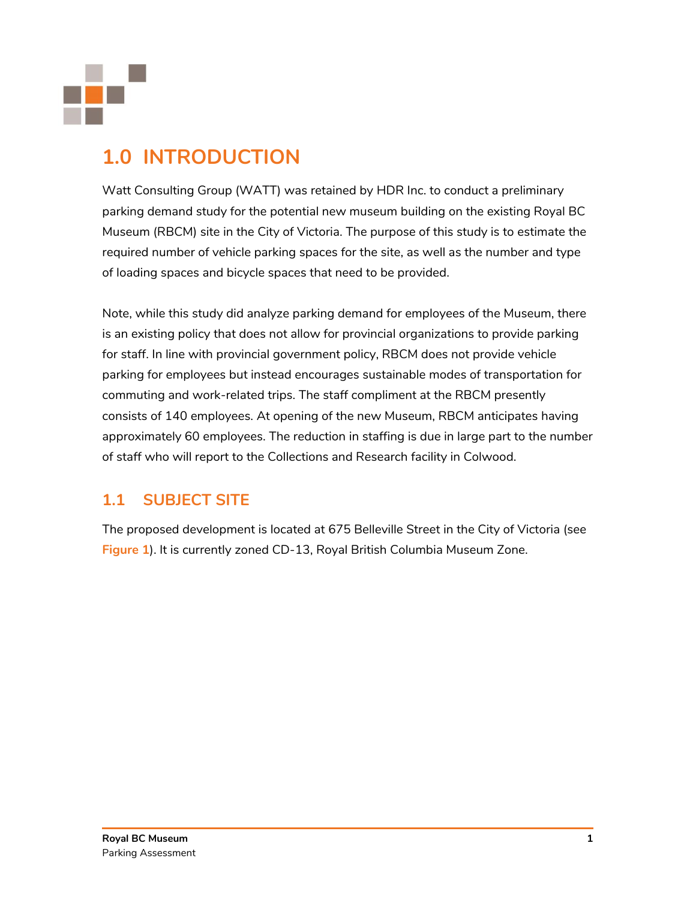# 1.0 INTRODUCTION

Watt Consulting Group (WATT) was retained by HDR Inc. to conduct a preliminary parking demand study for the potential new museum building on the existing Royal BC Museum (RBCM) site in the City of Victoria. The purpose of this study is to estimate the required number of vehicle parking spaces for the site, as well as the number and type of loading spaces and bicycle spaces that need to be provided.

Note, while this study did analyze parking demand for employees of the Museum, there is an existing policy that does not allow for provincial organizations to provide parking for staff. In line with provincial government policy, RBCM does not provide vehicle parking for employees but instead encourages sustainable modes of transportation for commuting and work-related trips. The staff compliment at the RBCM presently consists of 140 employees. At opening of the new Museum, RBCM anticipates having approximately 60 employees. The reduction in staffing is due in large part to the number of staff who will report to the Collections and Research facility in Colwood.

## 1.1 SUBJECT SITE

The proposed development is located at 675 Belleville Street in the City of Victoria (see **Figure 1**). It is currently zoned CD-13, Royal British Columbia Museum Zone.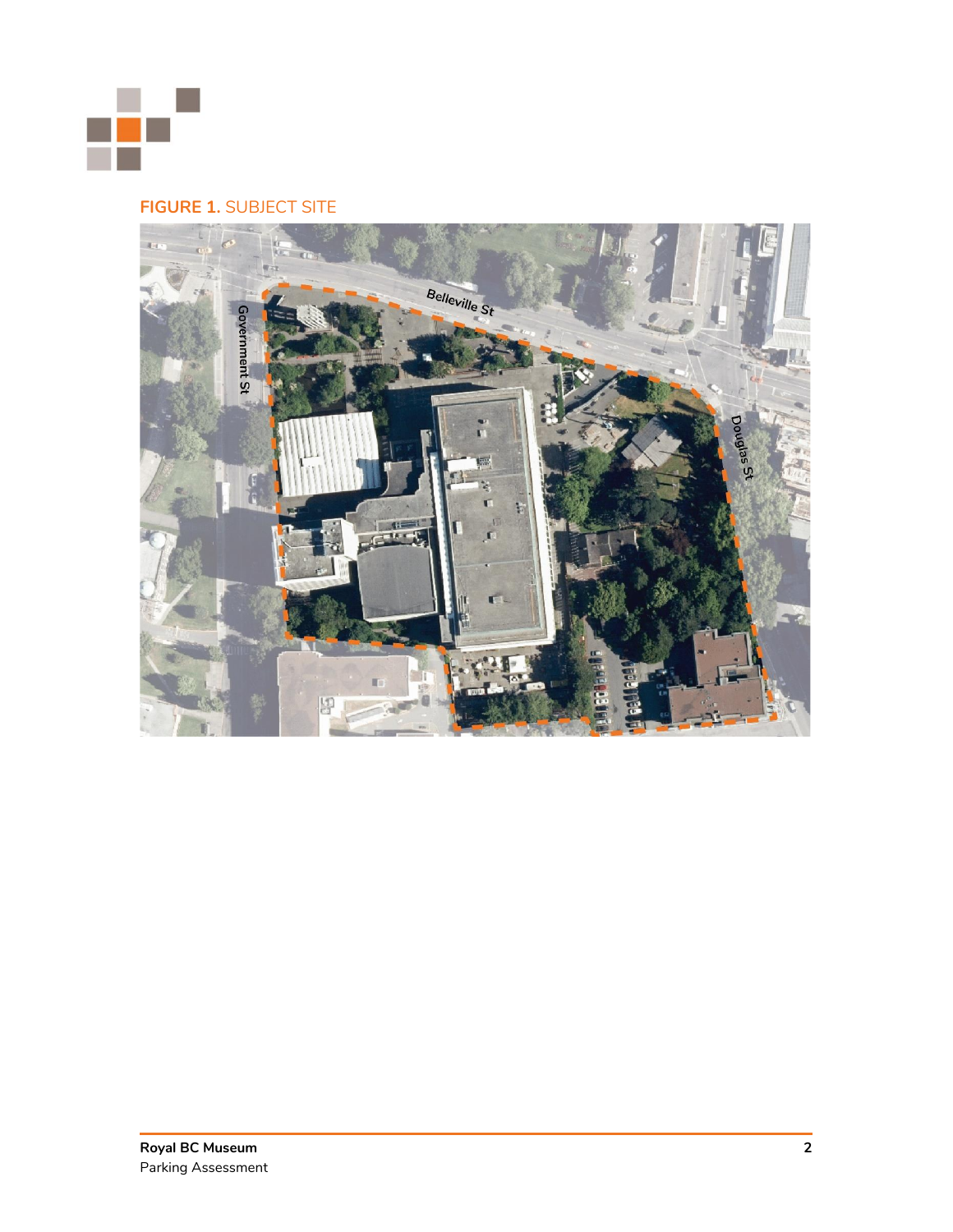**FIGURE 1.** SUBJECT SITE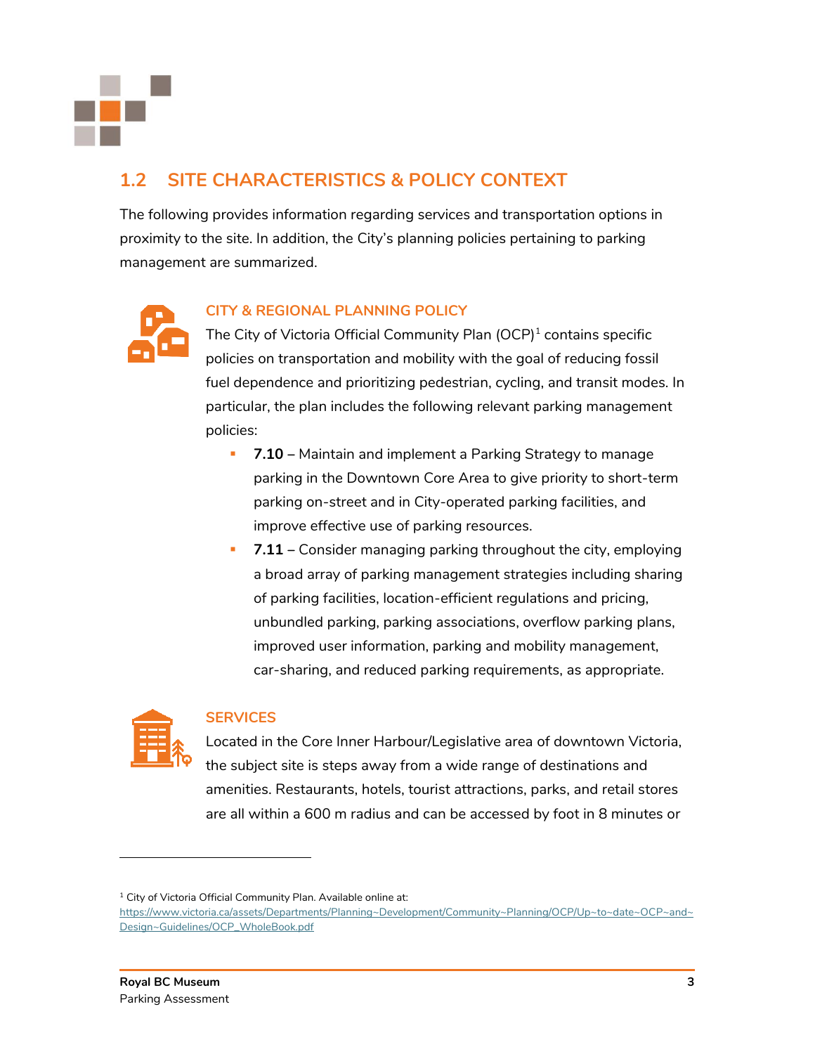## 1.2 SITE CHARACTERISTICS & POLICY CONTEXT

The following provides information regarding services and transportation options in proximity to the site. In addition, the City's planning policies pertaining to parking management are summarized.

### CITY & REGIONAL PLANNING POLICY

The City of Victoria Official Community Plan (OCP)[1] contains specific policies on transportation and mobility with the goal of reducing fossil fuel dependence and prioritizing pedestrian, cycling, and transit modes. In particular, the plan includes the following relevant parking management policies:

- **7.10** – Maintain and implement a Parking Strategy to manage parking in the Downtown Core Area to give priority to short-term parking on-street and in City-operated parking facilities, and improve effective use of parking resources.
- **7.11** – Consider managing parking throughout the city, employing a broad array of parking management strategies including sharing of parking facilities, location-efficient regulations and pricing, unbundled parking, parking associations, overflow parking plans, improved user information, parking and mobility management, car-sharing, and reduced parking requirements, as appropriate.

### SERVICES

Located in the Core Inner Harbour/Legislative area of downtown Victoria, the subject site is steps away from a wide range of destinations and amenities. Restaurants, hotels, tourist attractions, parks, and retail stores are all within a 600 m radius and can be accessed by foot in 8 minutes or

[1] City of Victoria Official Community Plan. Available online at: https://www.victoria.ca/assets/Departments/Planning~Development/Community~Planning/OCP/Up~to~date~OCP~and~Design~Guidelines/OCP_WholeBook.pdf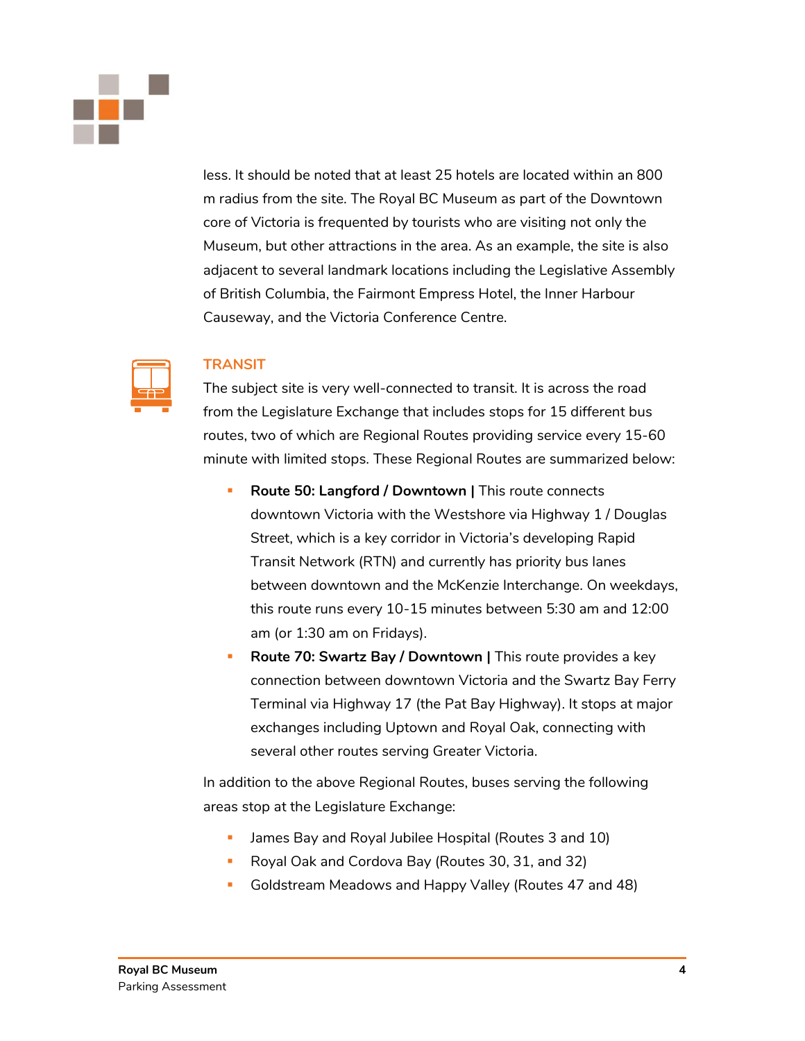less. It should be noted that at least 25 hotels are located within an 800 m radius from the site. The Royal BC Museum as part of the Downtown core of Victoria is frequented by tourists who are visiting not only the Museum, but other attractions in the area. As an example, the site is also adjacent to several landmark locations including the Legislative Assembly of British Columbia, the Fairmont Empress Hotel, the Inner Harbour Causeway, and the Victoria Conference Centre.

## TRANSIT

The subject site is very well-connected to transit. It is across the road from the Legislature Exchange that includes stops for 15 different bus routes, two of which are Regional Routes providing service every 15-60 minute with limited stops. These Regional Routes are summarized below:

- **Route 50: Langford / Downtown |** This route connects downtown Victoria with the Westshore via Highway 1 / Douglas Street, which is a key corridor in Victoria's developing Rapid Transit Network (RTN) and currently has priority bus lanes between downtown and the McKenzie Interchange. On weekdays, this route runs every 10-15 minutes between 5:30 am and 12:00 am (or 1:30 am on Fridays).
- **Route 70: Swartz Bay / Downtown |** This route provides a key connection between downtown Victoria and the Swartz Bay Ferry Terminal via Highway 17 (the Pat Bay Highway). It stops at major exchanges including Uptown and Royal Oak, connecting with several other routes serving Greater Victoria.

In addition to the above Regional Routes, buses serving the following areas stop at the Legislature Exchange:

- James Bay and Royal Jubilee Hospital (Routes 3 and 10)
- Royal Oak and Cordova Bay (Routes 30, 31, and 32)
- Goldstream Meadows and Happy Valley (Routes 47 and 48)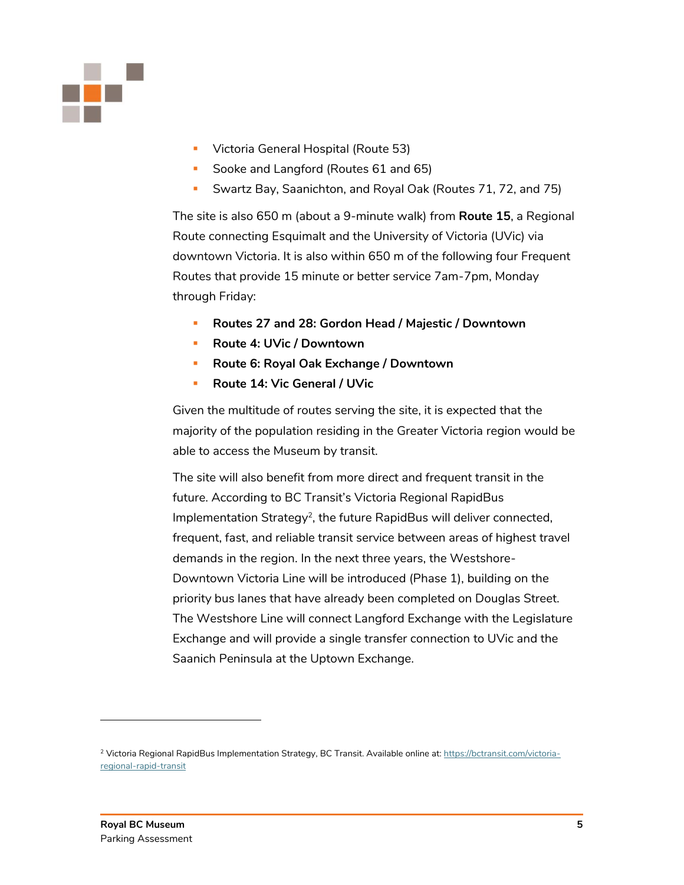- Victoria General Hospital (Route 53)
- Sooke and Langford (Routes 61 and 65)
- Swartz Bay, Saanichton, and Royal Oak (Routes 71, 72, and 75)

The site is also 650 m (about a 9-minute walk) from **Route 15**, a Regional Route connecting Esquimalt and the University of Victoria (UVic) via downtown Victoria. It is also within 650 m of the following four Frequent Routes that provide 15 minute or better service 7am-7pm, Monday through Friday:

- **Routes 27 and 28: Gordon Head / Majestic / Downtown**
- **Route 4: UVic / Downtown**
- **Route 6: Royal Oak Exchange / Downtown**
- **Route 14: Vic General / UVic**

Given the multitude of routes serving the site, it is expected that the majority of the population residing in the Greater Victoria region would be able to access the Museum by transit.

The site will also benefit from more direct and frequent transit in the future. According to BC Transit's Victoria Regional RapidBus Implementation Strategy[2], the future RapidBus will deliver connected, frequent, fast, and reliable transit service between areas of highest travel demands in the region. In the next three years, the Westshore-Downtown Victoria Line will be introduced (Phase 1), building on the priority bus lanes that have already been completed on Douglas Street. The Westshore Line will connect Langford Exchange with the Legislature Exchange and will provide a single transfer connection to UVic and the Saanich Peninsula at the Uptown Exchange.

---

[2] Victoria Regional RapidBus Implementation Strategy, BC Transit. Available online at: https://bctransit.com/victoria-regional-rapid-transit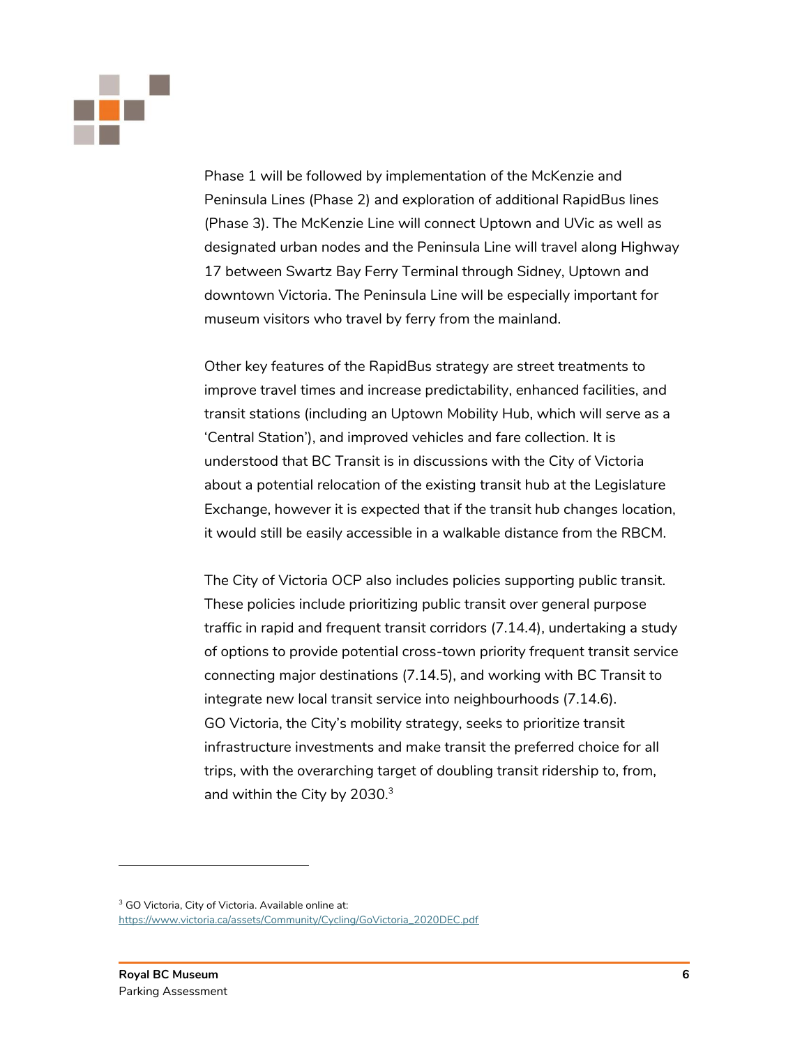Phase 1 will be followed by implementation of the McKenzie and Peninsula Lines (Phase 2) and exploration of additional RapidBus lines (Phase 3). The McKenzie Line will connect Uptown and UVic as well as designated urban nodes and the Peninsula Line will travel along Highway 17 between Swartz Bay Ferry Terminal through Sidney, Uptown and downtown Victoria. The Peninsula Line will be especially important for museum visitors who travel by ferry from the mainland.

Other key features of the RapidBus strategy are street treatments to improve travel times and increase predictability, enhanced facilities, and transit stations (including an Uptown Mobility Hub, which will serve as a 'Central Station'), and improved vehicles and fare collection. It is understood that BC Transit is in discussions with the City of Victoria about a potential relocation of the existing transit hub at the Legislature Exchange, however it is expected that if the transit hub changes location, it would still be easily accessible in a walkable distance from the RBCM.

The City of Victoria OCP also includes policies supporting public transit. These policies include prioritizing public transit over general purpose traffic in rapid and frequent transit corridors (7.14.4), undertaking a study of options to provide potential cross-town priority frequent transit service connecting major destinations (7.14.5), and working with BC Transit to integrate new local transit service into neighbourhoods (7.14.6). GO Victoria, the City's mobility strategy, seeks to prioritize transit infrastructure investments and make transit the preferred choice for all trips, with the overarching target of doubling transit ridership to, from, and within the City by 2030.[3]

[3] GO Victoria, City of Victoria. Available online at: https://www.victoria.ca/assets/Community/Cycling/GoVictoria_2020DEC.pdf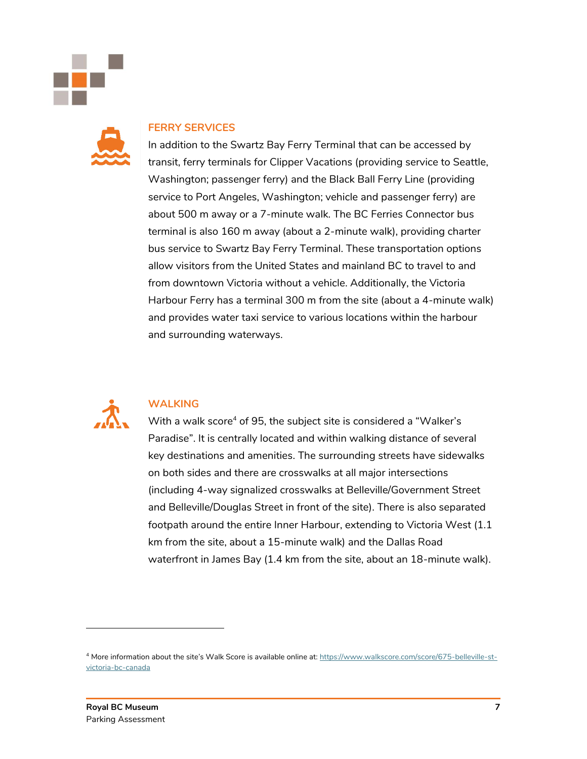### FERRY SERVICES

In addition to the Swartz Bay Ferry Terminal that can be accessed by transit, ferry terminals for Clipper Vacations (providing service to Seattle, Washington; passenger ferry) and the Black Ball Ferry Line (providing service to Port Angeles, Washington; vehicle and passenger ferry) are about 500 m away or a 7-minute walk. The BC Ferries Connector bus terminal is also 160 m away (about a 2-minute walk), providing charter bus service to Swartz Bay Ferry Terminal. These transportation options allow visitors from the United States and mainland BC to travel to and from downtown Victoria without a vehicle. Additionally, the Victoria Harbour Ferry has a terminal 300 m from the site (about a 4-minute walk) and provides water taxi service to various locations within the harbour and surrounding waterways.

### WALKING

With a walk score[4] of 95, the subject site is considered a "Walker's Paradise". It is centrally located and within walking distance of several key destinations and amenities. The surrounding streets have sidewalks on both sides and there are crosswalks at all major intersections (including 4-way signalized crosswalks at Belleville/Government Street and Belleville/Douglas Street in front of the site). There is also separated footpath around the entire Inner Harbour, extending to Victoria West (1.1 km from the site, about a 15-minute walk) and the Dallas Road waterfront in James Bay (1.4 km from the site, about an 18-minute walk).

---

[4] More information about the site's Walk Score is available online at: https://www.walkscore.com/score/675-belleville-st-victoria-bc-canada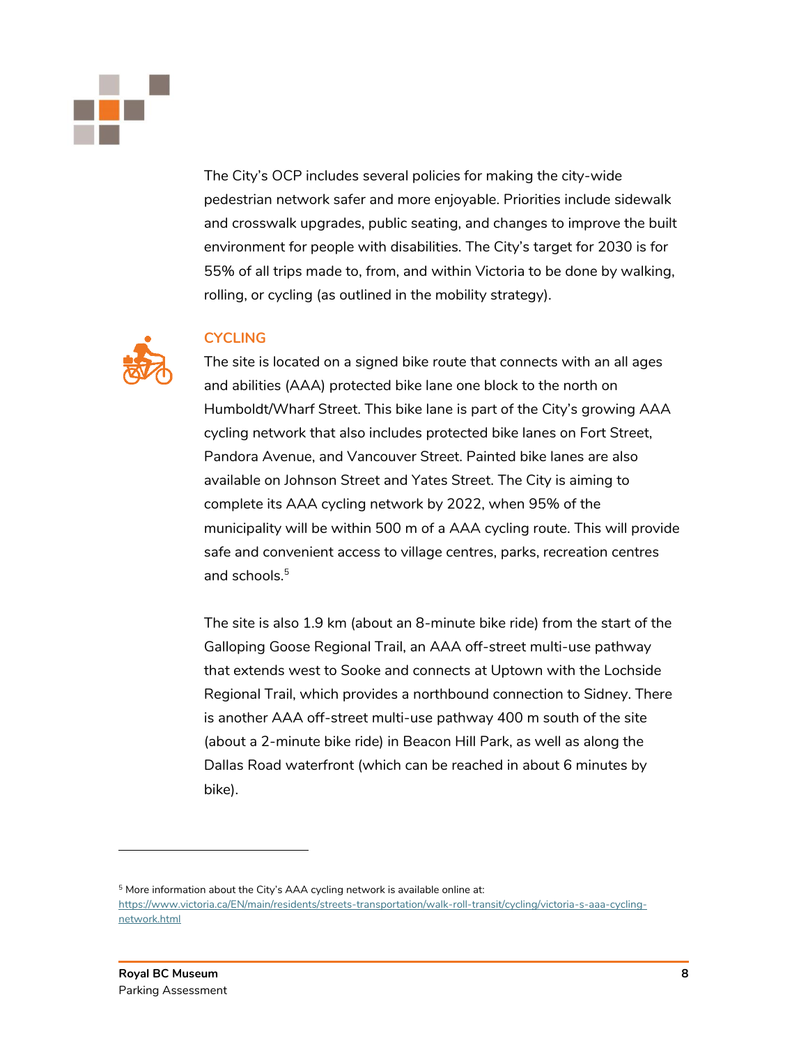The City's OCP includes several policies for making the city-wide pedestrian network safer and more enjoyable. Priorities include sidewalk and crosswalk upgrades, public seating, and changes to improve the built environment for people with disabilities. The City's target for 2030 is for 55% of all trips made to, from, and within Victoria to be done by walking, rolling, or cycling (as outlined in the mobility strategy).

### CYCLING

The site is located on a signed bike route that connects with an all ages and abilities (AAA) protected bike lane one block to the north on Humboldt/Wharf Street. This bike lane is part of the City's growing AAA cycling network that also includes protected bike lanes on Fort Street, Pandora Avenue, and Vancouver Street. Painted bike lanes are also available on Johnson Street and Yates Street. The City is aiming to complete its AAA cycling network by 2022, when 95% of the municipality will be within 500 m of a AAA cycling route. This will provide safe and convenient access to village centres, parks, recreation centres and schools.[5]

The site is also 1.9 km (about an 8-minute bike ride) from the start of the Galloping Goose Regional Trail, an AAA off-street multi-use pathway that extends west to Sooke and connects at Uptown with the Lochside Regional Trail, which provides a northbound connection to Sidney. There is another AAA off-street multi-use pathway 400 m south of the site (about a 2-minute bike ride) in Beacon Hill Park, as well as along the Dallas Road waterfront (which can be reached in about 6 minutes by bike).

---

[5] More information about the City's AAA cycling network is available online at: https://www.victoria.ca/EN/main/residents/streets-transportation/walk-roll-transit/cycling/victoria-s-aaa-cycling-network.html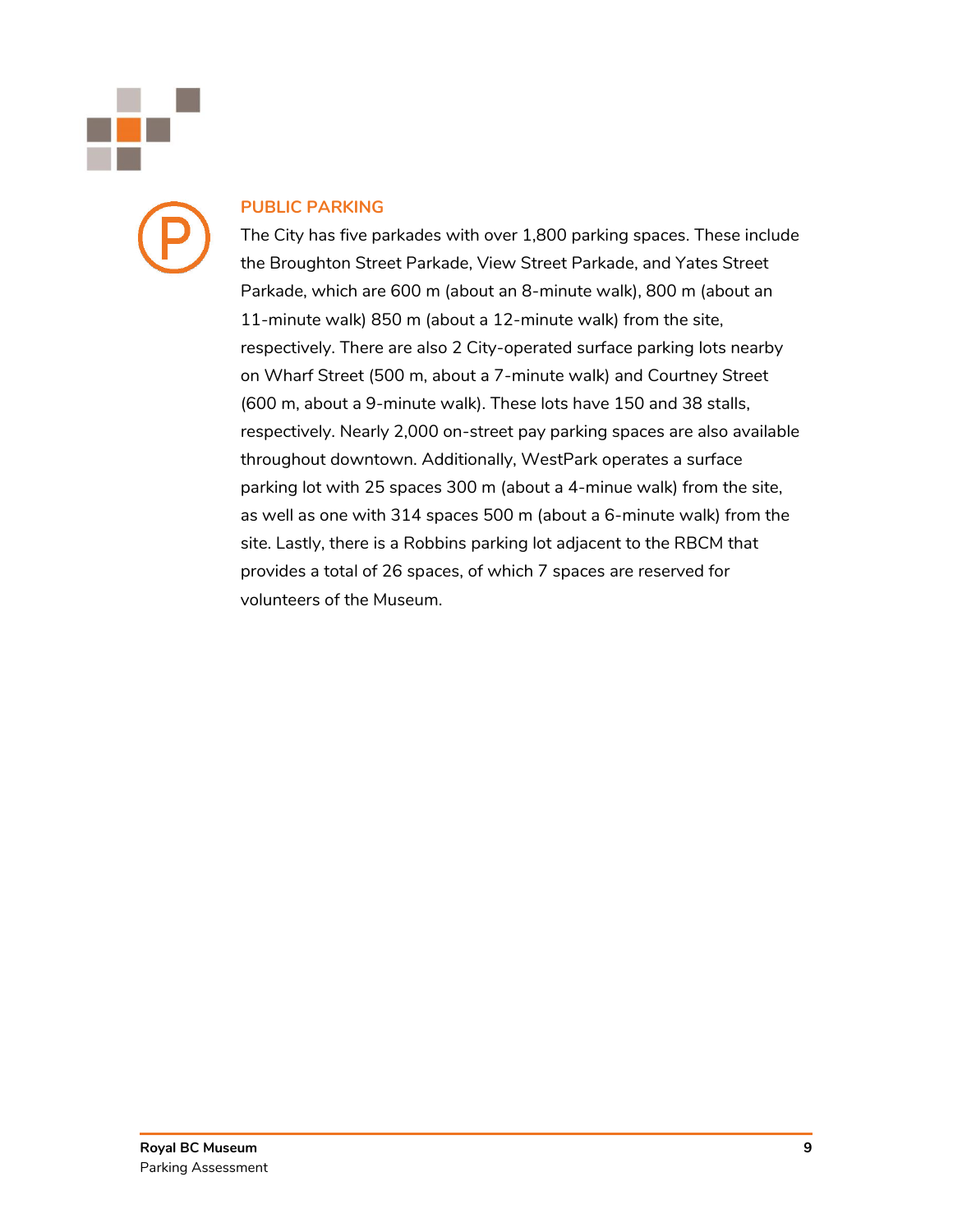## PUBLIC PARKING

The City has five parkades with over 1,800 parking spaces. These include the Broughton Street Parkade, View Street Parkade, and Yates Street Parkade, which are 600 m (about an 8-minute walk), 800 m (about an 11-minute walk) 850 m (about a 12-minute walk) from the site, respectively. There are also 2 City-operated surface parking lots nearby on Wharf Street (500 m, about a 7-minute walk) and Courtney Street (600 m, about a 9-minute walk). These lots have 150 and 38 stalls, respectively. Nearly 2,000 on-street pay parking spaces are also available throughout downtown. Additionally, WestPark operates a surface parking lot with 25 spaces 300 m (about a 4-minue walk) from the site, as well as one with 314 spaces 500 m (about a 6-minute walk) from the site. Lastly, there is a Robbins parking lot adjacent to the RBCM that provides a total of 26 spaces, of which 7 spaces are reserved for volunteers of the Museum.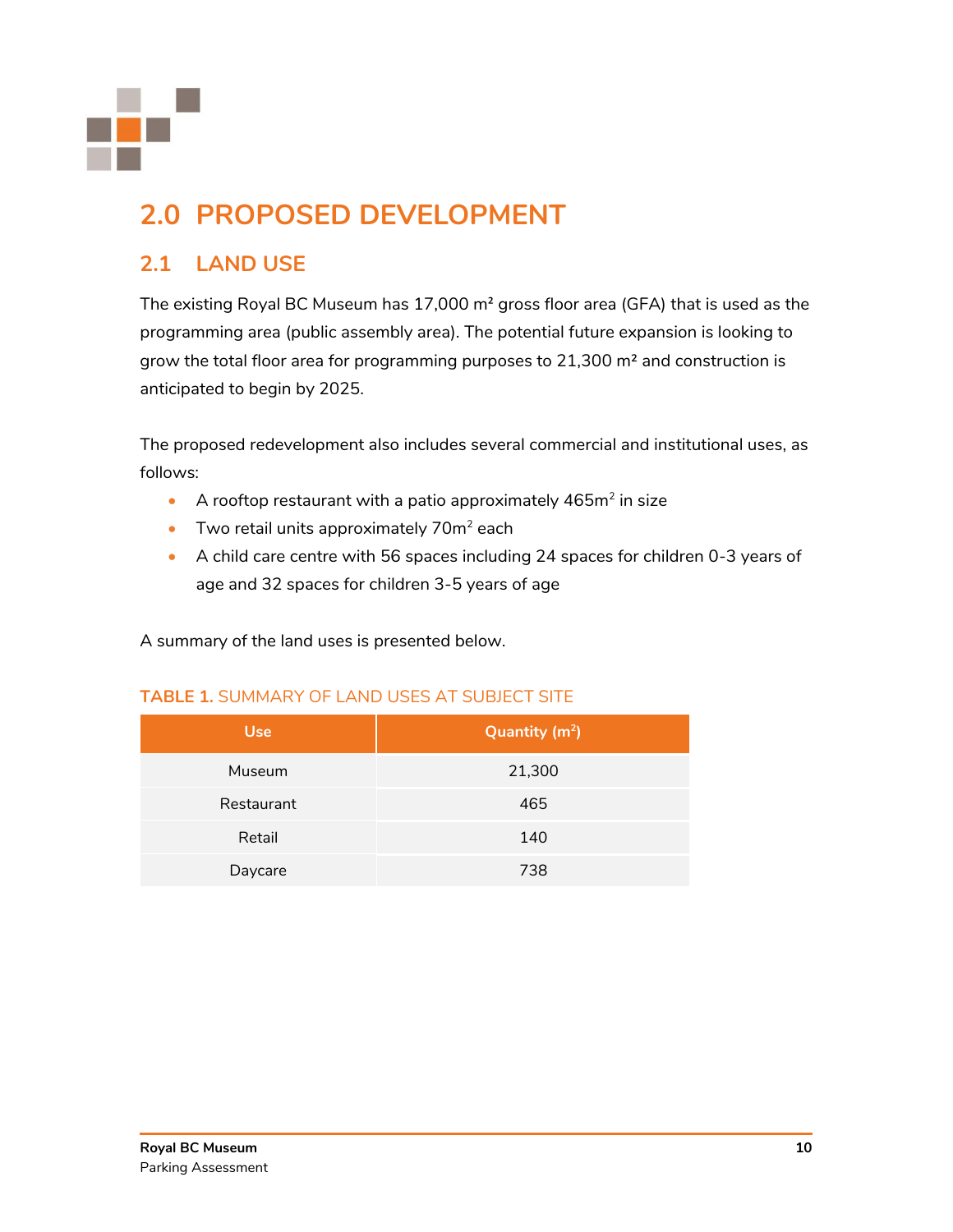# 2.0 PROPOSED DEVELOPMENT

## 2.1 LAND USE

The existing Royal BC Museum has 17,000 m² gross floor area (GFA) that is used as the programming area (public assembly area). The potential future expansion is looking to grow the total floor area for programming purposes to 21,300 m² and construction is anticipated to begin by 2025.

The proposed redevelopment also includes several commercial and institutional uses, as follows:

- A rooftop restaurant with a patio approximately 465m² in size
- Two retail units approximately 70m² each
- A child care centre with 56 spaces including 24 spaces for children 0-3 years of age and 32 spaces for children 3-5 years of age

A summary of the land uses is presented below.

**TABLE 1.** SUMMARY OF LAND USES AT SUBJECT SITE

| Use | Quantity (m²) |
|---|---|
| Museum | 21,300 |
| Restaurant | 465 |
| Retail | 140 |
| Daycare | 738 |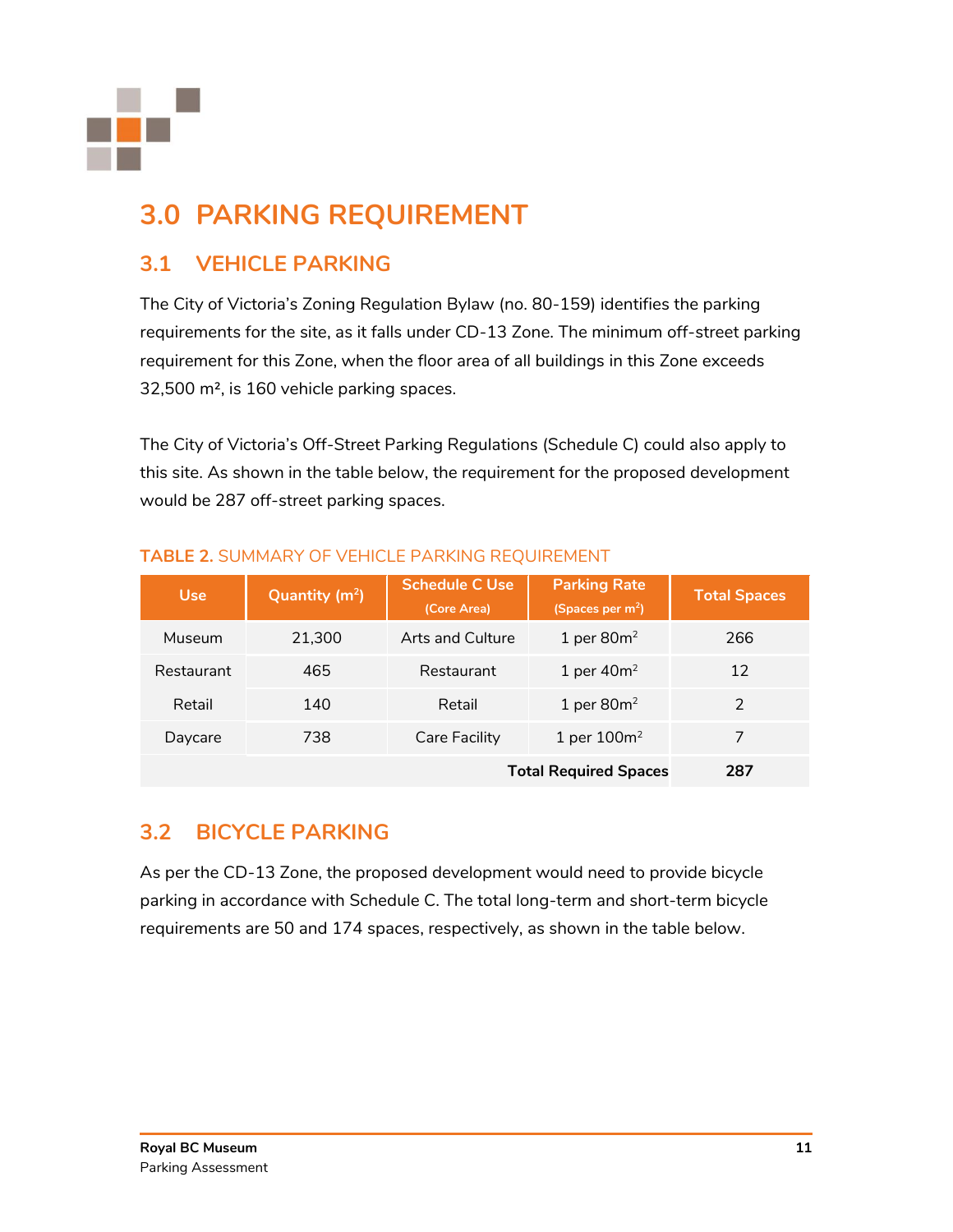# 3.0 PARKING REQUIREMENT

## 3.1 VEHICLE PARKING

The City of Victoria's Zoning Regulation Bylaw (no. 80-159) identifies the parking requirements for the site, as it falls under CD-13 Zone. The minimum off-street parking requirement for this Zone, when the floor area of all buildings in this Zone exceeds 32,500 m², is 160 vehicle parking spaces.

The City of Victoria's Off-Street Parking Regulations (Schedule C) could also apply to this site. As shown in the table below, the requirement for the proposed development would be 287 off-street parking spaces.

**TABLE 2.** SUMMARY OF VEHICLE PARKING REQUIREMENT

| Use | Quantity ($m^2$) | Schedule C Use (Core Area) | Parking Rate (Spaces per $m^2$) | Total Spaces |
|---|---|---|---|---|
| Museum | 21,300 | Arts and Culture | 1 per $80m^2$ | 266 |
| Restaurant | 465 | Restaurant | 1 per $40m^2$ | 12 |
| Retail | 140 | Retail | 1 per $80m^2$ | 2 |
| Daycare | 738 | Care Facility | 1 per $100m^2$ | 7 |
| | | | **Total Required Spaces** | **287** |

## 3.2 BICYCLE PARKING

As per the CD-13 Zone, the proposed development would need to provide bicycle parking in accordance with Schedule C. The total long-term and short-term bicycle requirements are 50 and 174 spaces, respectively, as shown in the table below.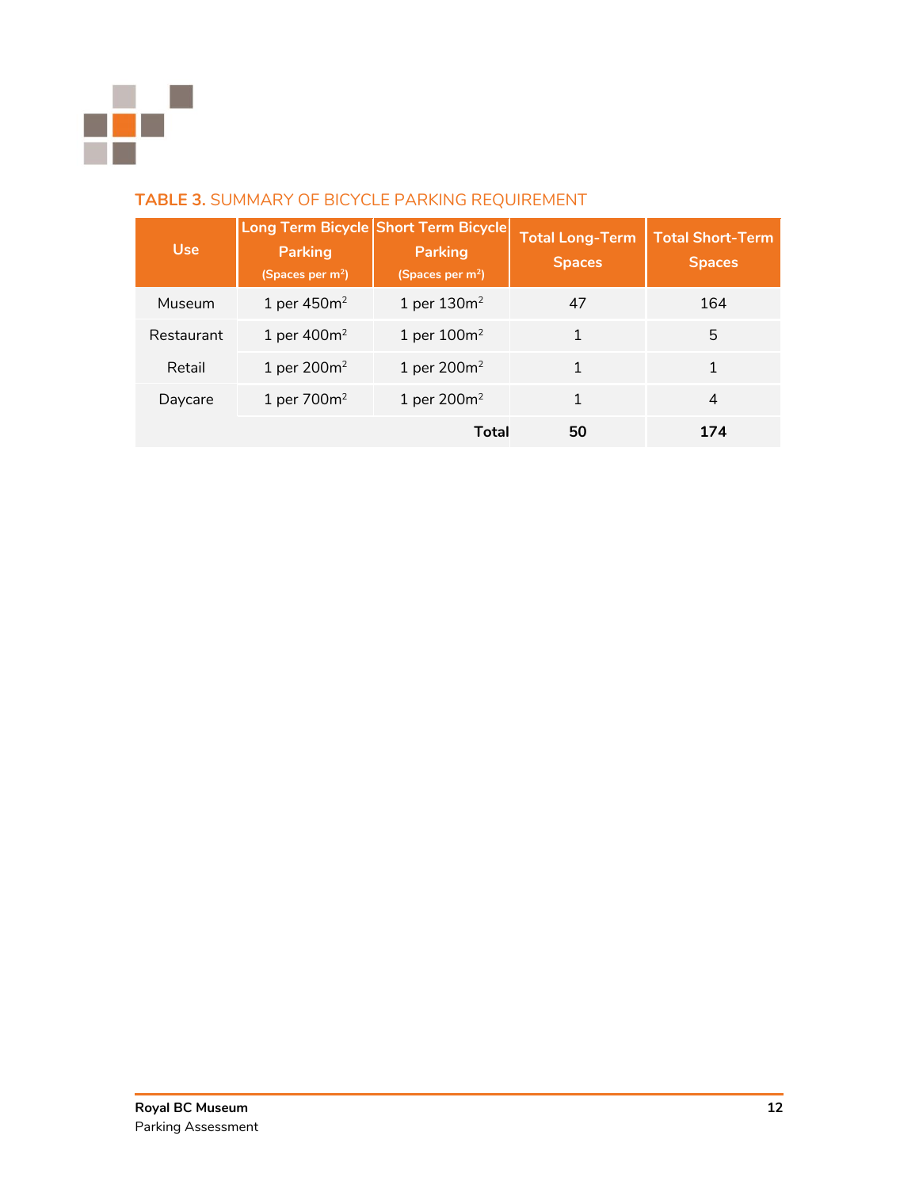**TABLE 3.** SUMMARY OF BICYCLE PARKING REQUIREMENT

| Use | Long Term Bicycle Parking (Spaces per $m^2$) | Short Term Bicycle Parking (Spaces per $m^2$) | Total Long-Term Spaces | Total Short-Term Spaces |
|---|---|---|---|---|
| Museum | 1 per 450$m^2$ | 1 per 130$m^2$ | 47 | 164 |
| Restaurant | 1 per 400$m^2$ | 1 per 100$m^2$ | 1 | 5 |
| Retail | 1 per 200$m^2$ | 1 per 200$m^2$ | 1 | 1 |
| Daycare | 1 per 700$m^2$ | 1 per 200$m^2$ | 1 | 4 |
| | | **Total** | **50** | **174** |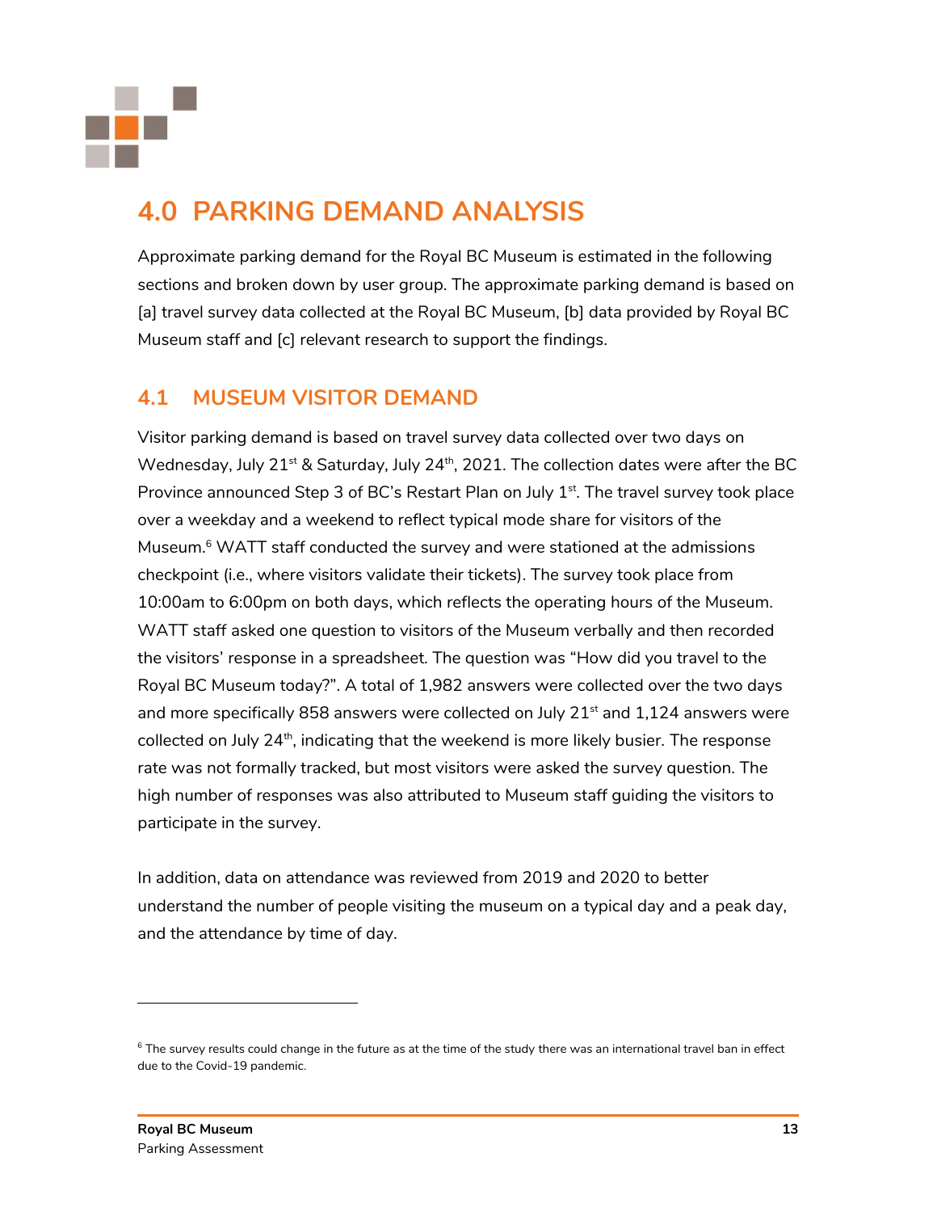# 4.0 PARKING DEMAND ANALYSIS

Approximate parking demand for the Royal BC Museum is estimated in the following sections and broken down by user group. The approximate parking demand is based on [a] travel survey data collected at the Royal BC Museum, [b] data provided by Royal BC Museum staff and [c] relevant research to support the findings.

## 4.1 MUSEUM VISITOR DEMAND

Visitor parking demand is based on travel survey data collected over two days on Wednesday, July 21st & Saturday, July 24th, 2021. The collection dates were after the BC Province announced Step 3 of BC's Restart Plan on July 1st. The travel survey took place over a weekday and a weekend to reflect typical mode share for visitors of the Museum.[6] WATT staff conducted the survey and were stationed at the admissions checkpoint (i.e., where visitors validate their tickets). The survey took place from 10:00am to 6:00pm on both days, which reflects the operating hours of the Museum. WATT staff asked one question to visitors of the Museum verbally and then recorded the visitors' response in a spreadsheet. The question was "How did you travel to the Royal BC Museum today?". A total of 1,982 answers were collected over the two days and more specifically 858 answers were collected on July 21st and 1,124 answers were collected on July 24th, indicating that the weekend is more likely busier. The response rate was not formally tracked, but most visitors were asked the survey question. The high number of responses was also attributed to Museum staff guiding the visitors to participate in the survey.

In addition, data on attendance was reviewed from 2019 and 2020 to better understand the number of people visiting the museum on a typical day and a peak day, and the attendance by time of day.

---

[6] The survey results could change in the future as at the time of the study there was an international travel ban in effect due to the Covid-19 pandemic.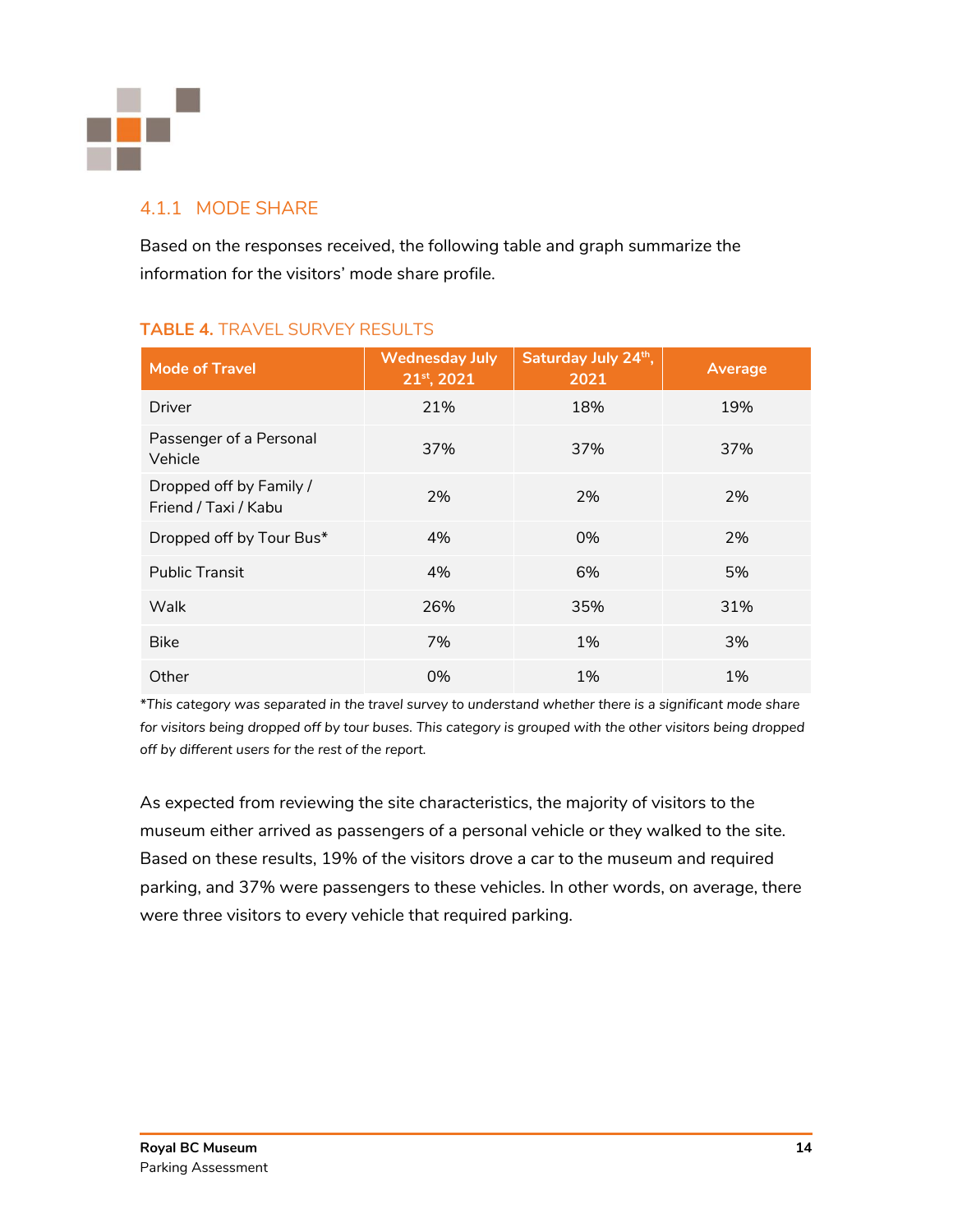### 4.1.1 MODE SHARE

Based on the responses received, the following table and graph summarize the information for the visitors' mode share profile.

**TABLE 4.** TRAVEL SURVEY RESULTS

| Mode of Travel | Wednesday July 21st, 2021 | Saturday July 24th, 2021 | Average |
|---|---|---|---|
| Driver | 21% | 18% | 19% |
| Passenger of a Personal Vehicle | 37% | 37% | 37% |
| Dropped off by Family / Friend / Taxi / Kabu | 2% | 2% | 2% |
| Dropped off by Tour Bus* | 4% | 0% | 2% |
| Public Transit | 4% | 6% | 5% |
| Walk | 26% | 35% | 31% |
| Bike | 7% | 1% | 3% |
| Other | 0% | 1% | 1% |

*This category was separated in the travel survey to understand whether there is a significant mode share for visitors being dropped off by tour buses. This category is grouped with the other visitors being dropped off by different users for the rest of the report.*

As expected from reviewing the site characteristics, the majority of visitors to the museum either arrived as passengers of a personal vehicle or they walked to the site. Based on these results, 19% of the visitors drove a car to the museum and required parking, and 37% were passengers to these vehicles. In other words, on average, there were three visitors to every vehicle that required parking.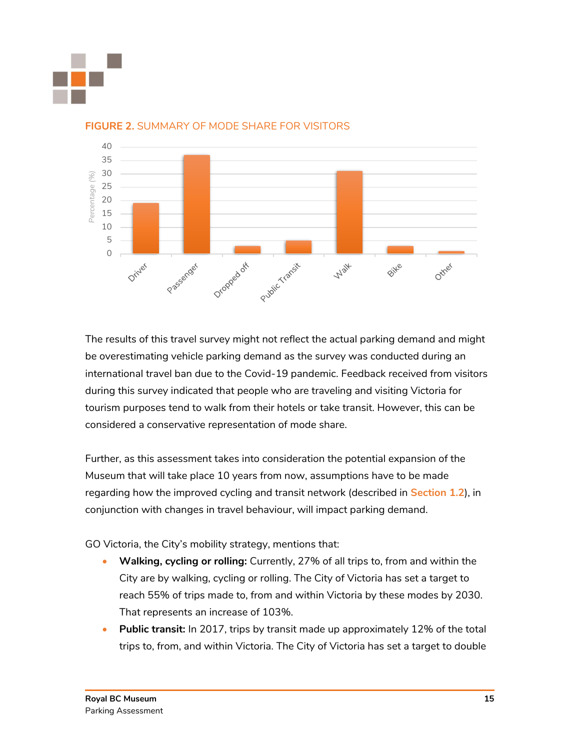**FIGURE 2.** SUMMARY OF MODE SHARE FOR VISITORS

| Mode | Percentage (%) |
|---|---|
| Driver | 19 |
| Passenger | 37 |
| Dropped off | 3 |
| Public Transit | 5 |
| Walk | 31 |
| Bike | 3 |
| Other | 1 |

The results of this travel survey might not reflect the actual parking demand and might be overestimating vehicle parking demand as the survey was conducted during an international travel ban due to the Covid-19 pandemic. Feedback received from visitors during this survey indicated that people who are traveling and visiting Victoria for tourism purposes tend to walk from their hotels or take transit. However, this can be considered a conservative representation of mode share.

Further, as this assessment takes into consideration the potential expansion of the Museum that will take place 10 years from now, assumptions have to be made regarding how the improved cycling and transit network (described in Section 1.2), in conjunction with changes in travel behaviour, will impact parking demand.

GO Victoria, the City's mobility strategy, mentions that:

- **Walking, cycling or rolling:** Currently, 27% of all trips to, from and within the City are by walking, cycling or rolling. The City of Victoria has set a target to reach 55% of trips made to, from and within Victoria by these modes by 2030. That represents an increase of 103%.
- **Public transit:** In 2017, trips by transit made up approximately 12% of the total trips to, from, and within Victoria. The City of Victoria has set a target to double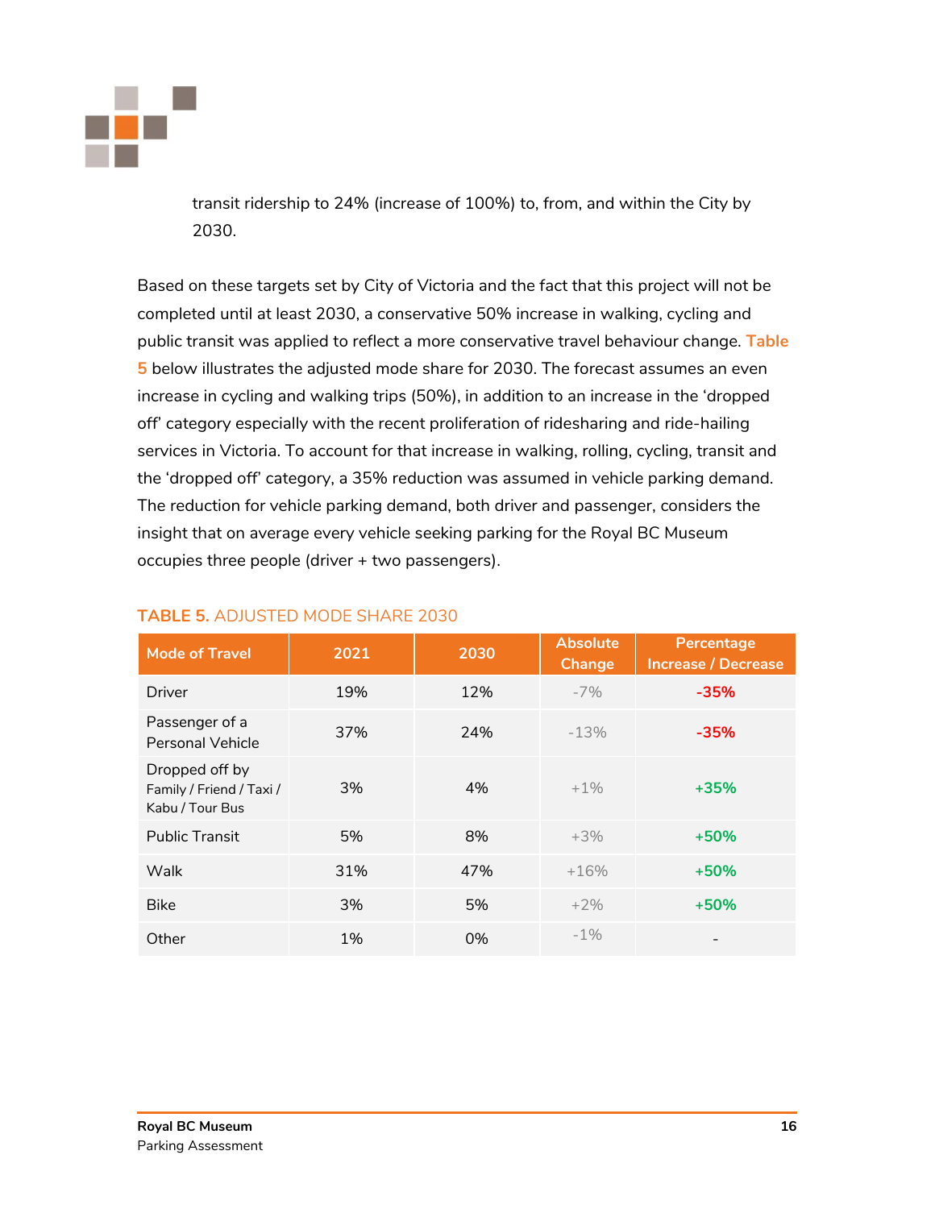transit ridership to 24% (increase of 100%) to, from, and within the City by 2030.

Based on these targets set by City of Victoria and the fact that this project will not be completed until at least 2030, a conservative 50% increase in walking, cycling and public transit was applied to reflect a more conservative travel behaviour change. Table 5 below illustrates the adjusted mode share for 2030. The forecast assumes an even increase in cycling and walking trips (50%), in addition to an increase in the 'dropped off' category especially with the recent proliferation of ridesharing and ride-hailing services in Victoria. To account for that increase in walking, rolling, cycling, transit and the 'dropped off' category, a 35% reduction was assumed in vehicle parking demand. The reduction for vehicle parking demand, both driver and passenger, considers the insight that on average every vehicle seeking parking for the Royal BC Museum occupies three people (driver + two passengers).

**TABLE 5.** ADJUSTED MODE SHARE 2030

| Mode of Travel | 2021 | 2030 | Absolute Change | Percentage Increase / Decrease |
|---|---|---|---|---|
| Driver | 19% | 12% | -7% | **-35%** |
| Passenger of a Personal Vehicle | 37% | 24% | -13% | **-35%** |
| Dropped off by Family / Friend / Taxi / Kabu / Tour Bus | 3% | 4% | +1% | **+35%** |
| Public Transit | 5% | 8% | +3% | **+50%** |
| Walk | 31% | 47% | +16% | **+50%** |
| Bike | 3% | 5% | +2% | **+50%** |
| Other | 1% | 0% | -1% | - |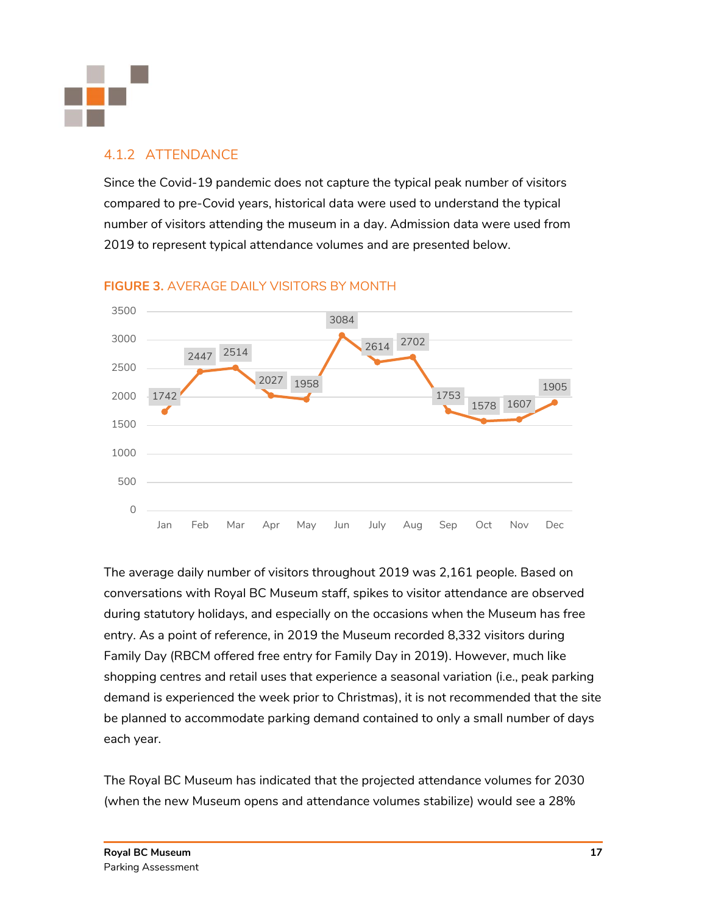### 4.1.2 ATTENDANCE

Since the Covid-19 pandemic does not capture the typical peak number of visitors compared to pre-Covid years, historical data were used to understand the typical number of visitors attending the museum in a day. Admission data were used from 2019 to represent typical attendance volumes and are presented below.

**FIGURE 3.** AVERAGE DAILY VISITORS BY MONTH

| Month | Average Daily Visitors |
|---|---|
| Jan | 1742 |
| Feb | 2447 |
| Mar | 2514 |
| Apr | 2027 |
| May | 1958 |
| Jun | 3084 |
| July | 2614 |
| Aug | 2702 |
| Sep | 1753 |
| Oct | 1578 |
| Nov | 1607 |
| Dec | 1905 |

The average daily number of visitors throughout 2019 was 2,161 people. Based on conversations with Royal BC Museum staff, spikes to visitor attendance are observed during statutory holidays, and especially on the occasions when the Museum has free entry. As a point of reference, in 2019 the Museum recorded 8,332 visitors during Family Day (RBCM offered free entry for Family Day in 2019). However, much like shopping centres and retail uses that experience a seasonal variation (i.e., peak parking demand is experienced the week prior to Christmas), it is not recommended that the site be planned to accommodate parking demand contained to only a small number of days each year.

The Royal BC Museum has indicated that the projected attendance volumes for 2030 (when the new Museum opens and attendance volumes stabilize) would see a 28%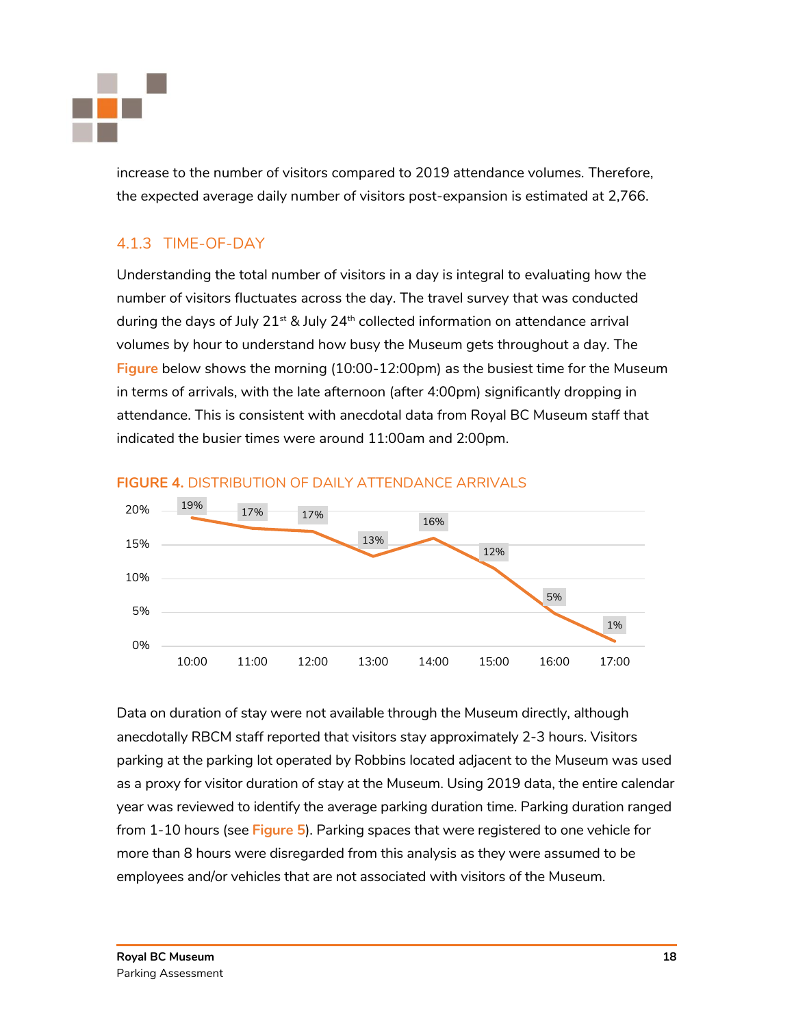increase to the number of visitors compared to 2019 attendance volumes. Therefore, the expected average daily number of visitors post-expansion is estimated at 2,766.

### 4.1.3 TIME-OF-DAY

Understanding the total number of visitors in a day is integral to evaluating how the number of visitors fluctuates across the day. The travel survey that was conducted during the days of July 21st & July 24th collected information on attendance arrival volumes by hour to understand how busy the Museum gets throughout a day. The **Figure** below shows the morning (10:00-12:00pm) as the busiest time for the Museum in terms of arrivals, with the late afternoon (after 4:00pm) significantly dropping in attendance. This is consistent with anecdotal data from Royal BC Museum staff that indicated the busier times were around 11:00am and 2:00pm.

**FIGURE 4.** DISTRIBUTION OF DAILY ATTENDANCE ARRIVALS

| Time | Share of Daily Arrivals |
|---|---|
| 10:00 | 19% |
| 11:00 | 17% |
| 12:00 | 17% |
| 13:00 | 13% |
| 14:00 | 16% |
| 15:00 | 12% |
| 16:00 | 5% |
| 17:00 | 1% |

Data on duration of stay were not available through the Museum directly, although anecdotally RBCM staff reported that visitors stay approximately 2-3 hours. Visitors parking at the parking lot operated by Robbins located adjacent to the Museum was used as a proxy for visitor duration of stay at the Museum. Using 2019 data, the entire calendar year was reviewed to identify the average parking duration time. Parking duration ranged from 1-10 hours (see **Figure 5**). Parking spaces that were registered to one vehicle for more than 8 hours were disregarded from this analysis as they were assumed to be employees and/or vehicles that are not associated with visitors of the Museum.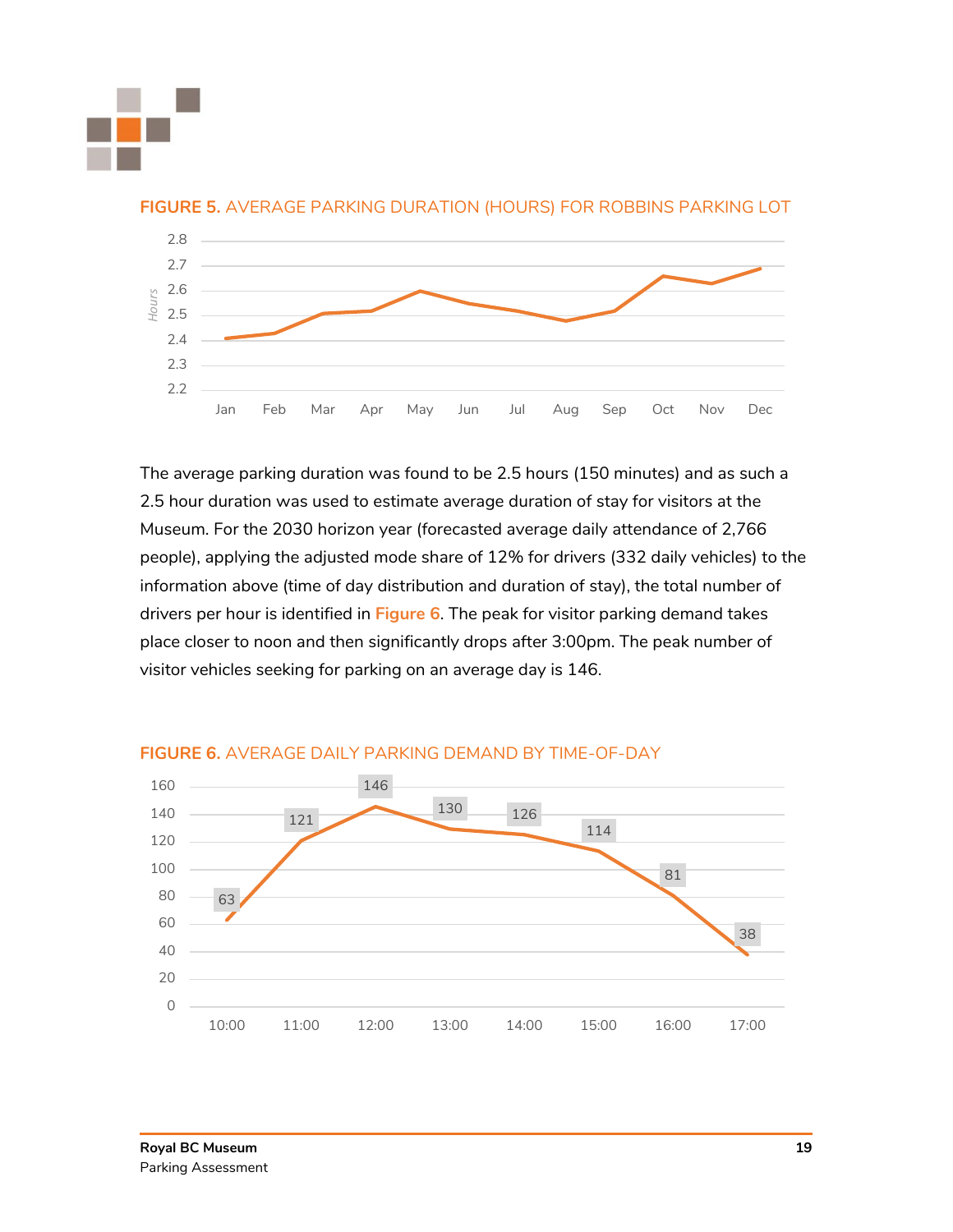**FIGURE 5.** AVERAGE PARKING DURATION (HOURS) FOR ROBBINS PARKING LOT

The average parking duration was found to be 2.5 hours (150 minutes) and as such a 2.5 hour duration was used to estimate average duration of stay for visitors at the Museum. For the 2030 horizon year (forecasted average daily attendance of 2,766 people), applying the adjusted mode share of 12% for drivers (332 daily vehicles) to the information above (time of day distribution and duration of stay), the total number of drivers per hour is identified in **Figure 6**. The peak for visitor parking demand takes place closer to noon and then significantly drops after 3:00pm. The peak number of visitor vehicles seeking for parking on an average day is 146.

**FIGURE 6.** AVERAGE DAILY PARKING DEMAND BY TIME-OF-DAY

| Time | 10:00 | 11:00 | 12:00 | 13:00 | 14:00 | 15:00 | 16:00 | 17:00 |
|---|---|---|---|---|---|---|---|---|
| Parking Demand | 63 | 121 | 146 | 130 | 126 | 114 | 81 | 38 |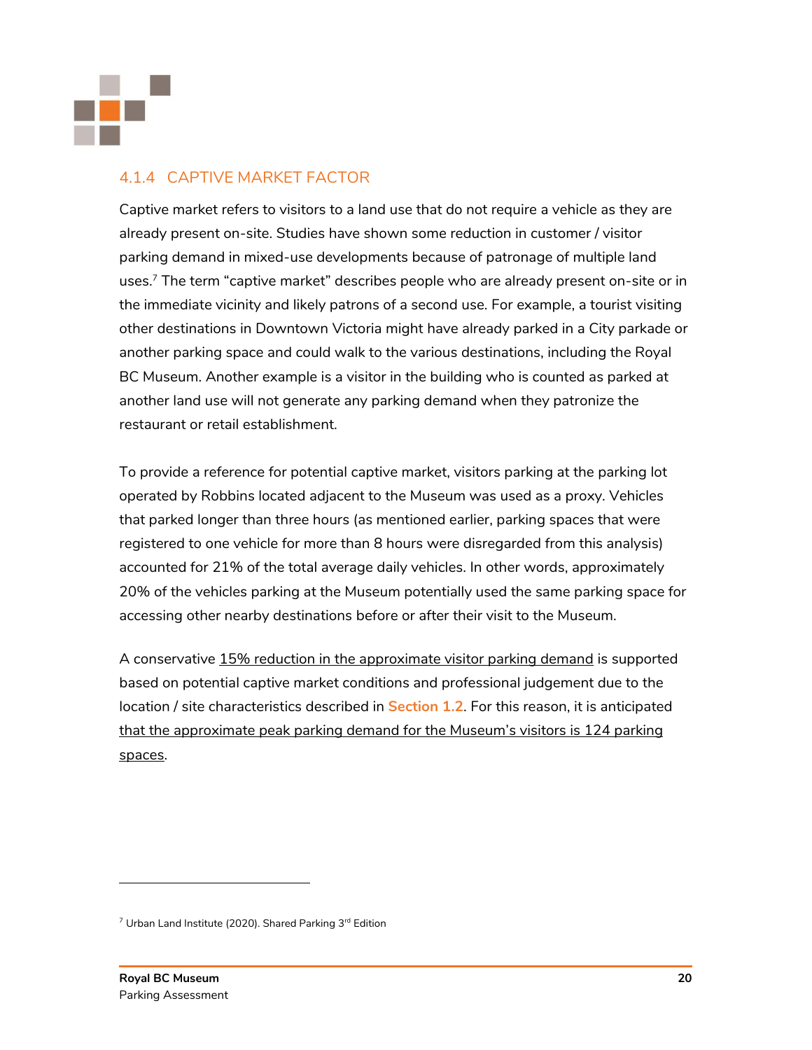### 4.1.4 CAPTIVE MARKET FACTOR

Captive market refers to visitors to a land use that do not require a vehicle as they are already present on-site. Studies have shown some reduction in customer / visitor parking demand in mixed-use developments because of patronage of multiple land uses.[7] The term "captive market" describes people who are already present on-site or in the immediate vicinity and likely patrons of a second use. For example, a tourist visiting other destinations in Downtown Victoria might have already parked in a City parkade or another parking space and could walk to the various destinations, including the Royal BC Museum. Another example is a visitor in the building who is counted as parked at another land use will not generate any parking demand when they patronize the restaurant or retail establishment.

To provide a reference for potential captive market, visitors parking at the parking lot operated by Robbins located adjacent to the Museum was used as a proxy. Vehicles that parked longer than three hours (as mentioned earlier, parking spaces that were registered to one vehicle for more than 8 hours were disregarded from this analysis) accounted for 21% of the total average daily vehicles. In other words, approximately 20% of the vehicles parking at the Museum potentially used the same parking space for accessing other nearby destinations before or after their visit to the Museum.

A conservative <u>15% reduction in the approximate visitor parking demand</u> is supported based on potential captive market conditions and professional judgement due to the location / site characteristics described in **Section 1.2**. For this reason, it is anticipated <u>that the approximate peak parking demand for the Museum's visitors is 124 parking spaces</u>.

---

[7] Urban Land Institute (2020). Shared Parking 3rd Edition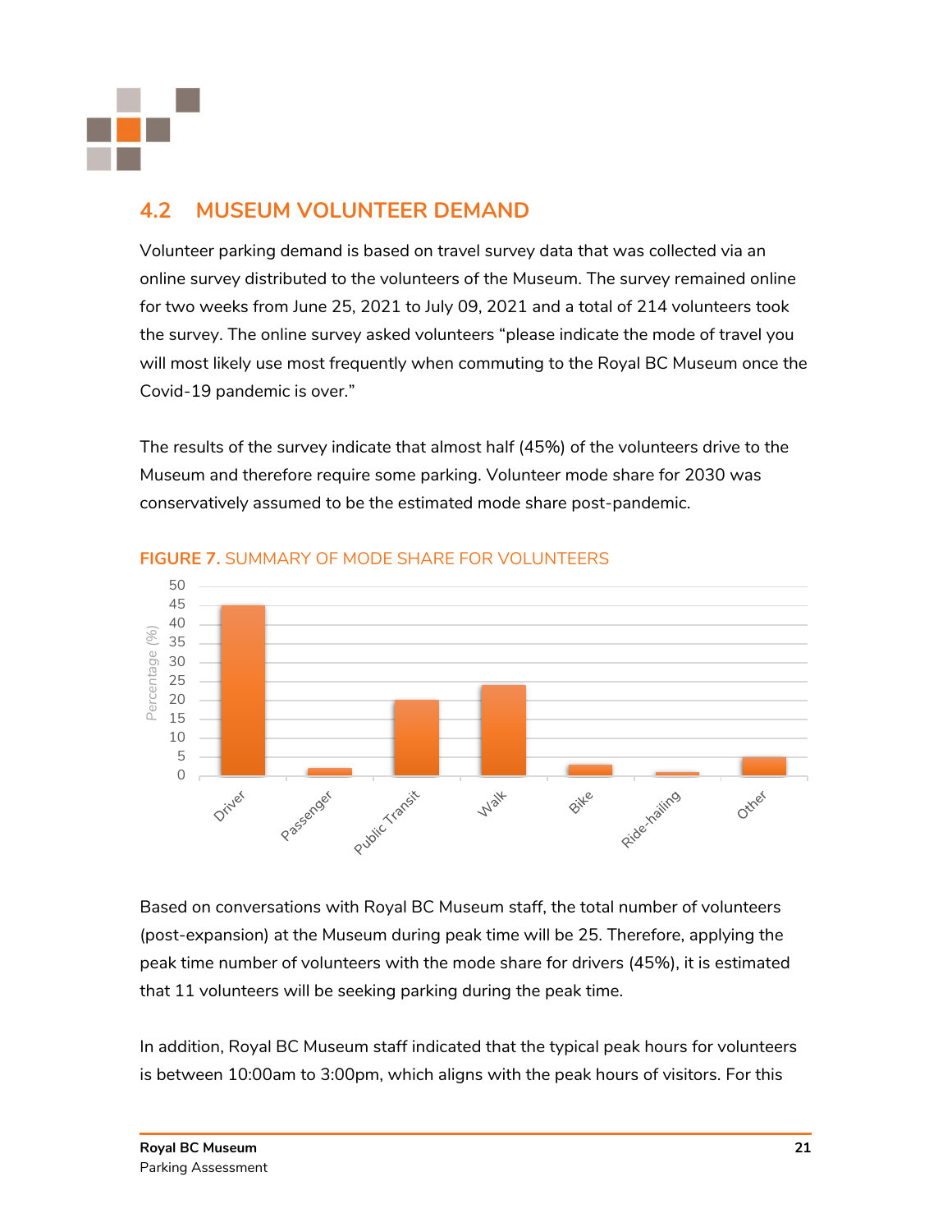## 4.2 MUSEUM VOLUNTEER DEMAND

Volunteer parking demand is based on travel survey data that was collected via an online survey distributed to the volunteers of the Museum. The survey remained online for two weeks from June 25, 2021 to July 09, 2021 and a total of 214 volunteers took the survey. The online survey asked volunteers "please indicate the mode of travel you will most likely use most frequently when commuting to the Royal BC Museum once the Covid-19 pandemic is over."

The results of the survey indicate that almost half (45%) of the volunteers drive to the Museum and therefore require some parking. Volunteer mode share for 2030 was conservatively assumed to be the estimated mode share post-pandemic.

**FIGURE 7.** SUMMARY OF MODE SHARE FOR VOLUNTEERS

Based on conversations with Royal BC Museum staff, the total number of volunteers (post-expansion) at the Museum during peak time will be 25. Therefore, applying the peak time number of volunteers with the mode share for drivers (45%), it is estimated that 11 volunteers will be seeking parking during the peak time.

In addition, Royal BC Museum staff indicated that the typical peak hours for volunteers is between 10:00am to 3:00pm, which aligns with the peak hours of visitors. For this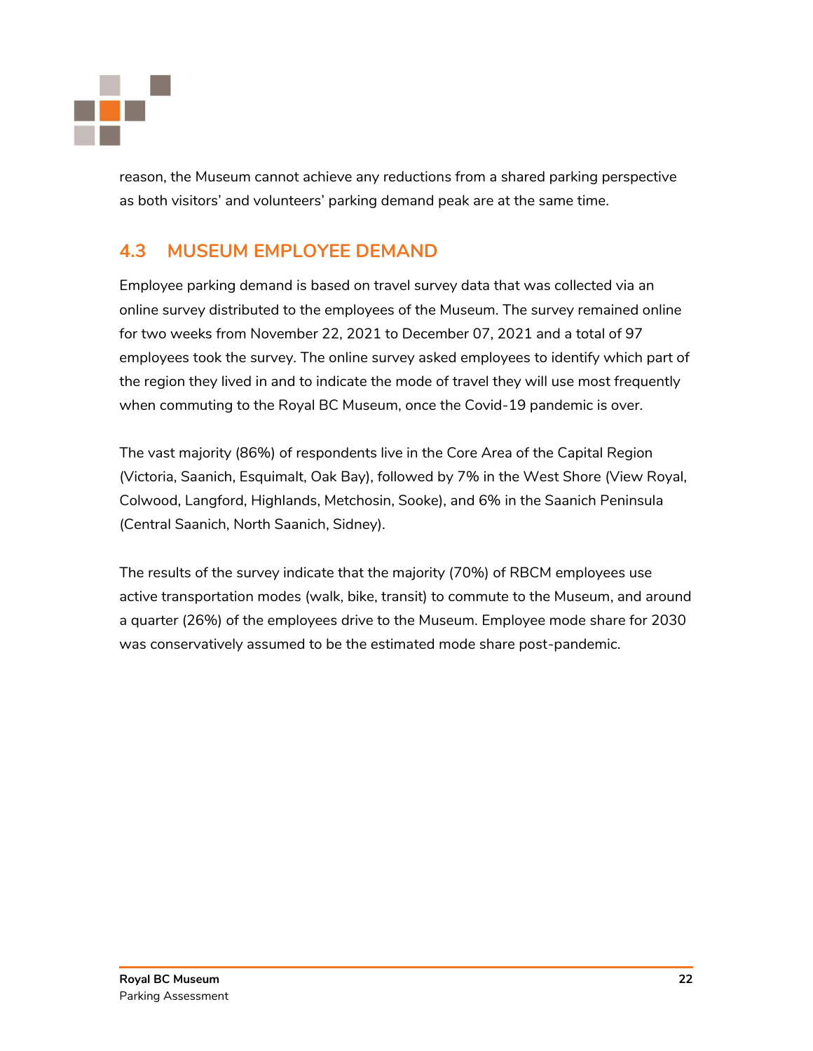reason, the Museum cannot achieve any reductions from a shared parking perspective as both visitors' and volunteers' parking demand peak are at the same time.

## 4.3 MUSEUM EMPLOYEE DEMAND

Employee parking demand is based on travel survey data that was collected via an online survey distributed to the employees of the Museum. The survey remained online for two weeks from November 22, 2021 to December 07, 2021 and a total of 97 employees took the survey. The online survey asked employees to identify which part of the region they lived in and to indicate the mode of travel they will use most frequently when commuting to the Royal BC Museum, once the Covid-19 pandemic is over.

The vast majority (86%) of respondents live in the Core Area of the Capital Region (Victoria, Saanich, Esquimalt, Oak Bay), followed by 7% in the West Shore (View Royal, Colwood, Langford, Highlands, Metchosin, Sooke), and 6% in the Saanich Peninsula (Central Saanich, North Saanich, Sidney).

The results of the survey indicate that the majority (70%) of RBCM employees use active transportation modes (walk, bike, transit) to commute to the Museum, and around a quarter (26%) of the employees drive to the Museum. Employee mode share for 2030 was conservatively assumed to be the estimated mode share post-pandemic.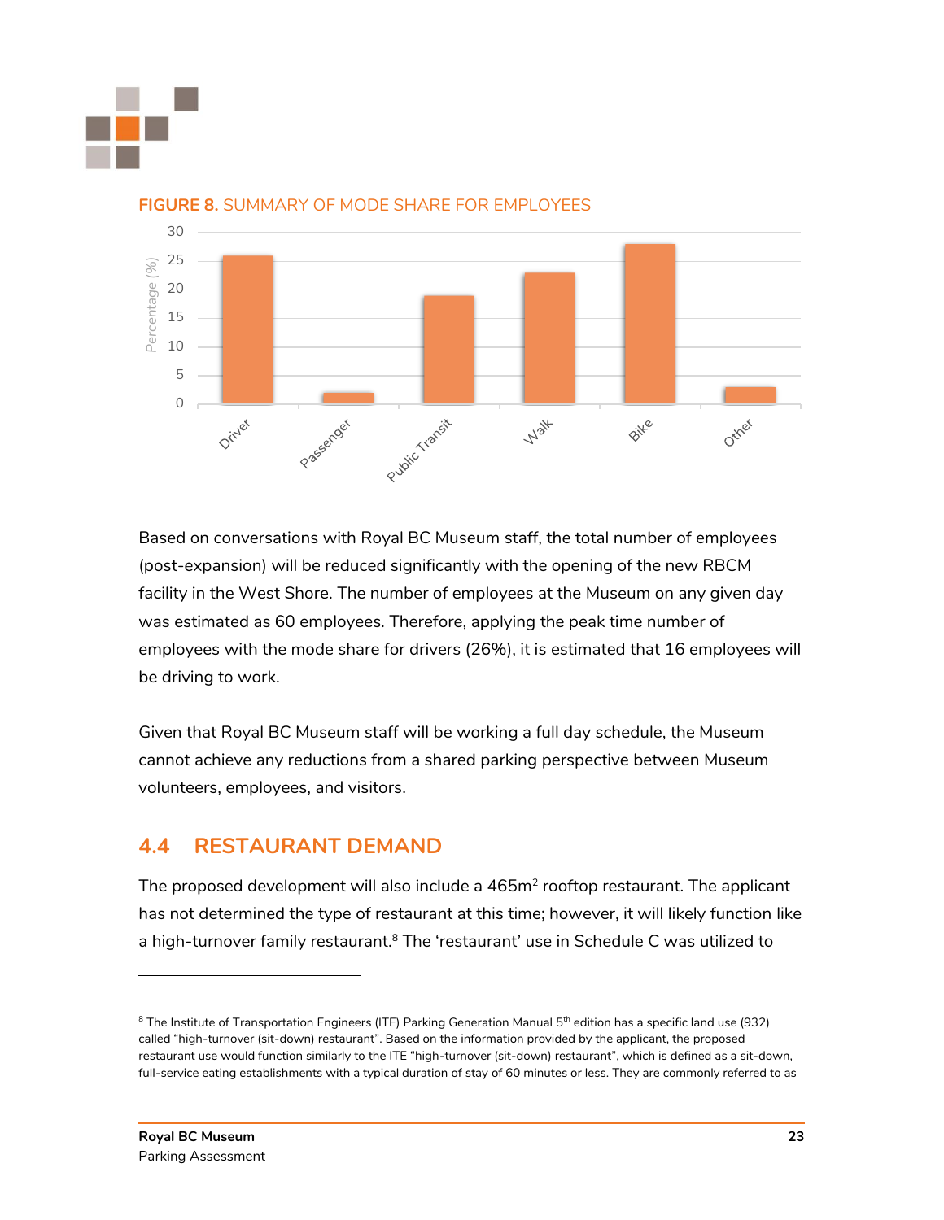**FIGURE 8.** SUMMARY OF MODE SHARE FOR EMPLOYEES

Based on conversations with Royal BC Museum staff, the total number of employees (post-expansion) will be reduced significantly with the opening of the new RBCM facility in the West Shore. The number of employees at the Museum on any given day was estimated as 60 employees. Therefore, applying the peak time number of employees with the mode share for drivers (26%), it is estimated that 16 employees will be driving to work.

Given that Royal BC Museum staff will be working a full day schedule, the Museum cannot achieve any reductions from a shared parking perspective between Museum volunteers, employees, and visitors.

## 4.4 RESTAURANT DEMAND

The proposed development will also include a 465m$^2$ rooftop restaurant. The applicant has not determined the type of restaurant at this time; however, it will likely function like a high-turnover family restaurant.[8] The 'restaurant' use in Schedule C was utilized to

[8] The Institute of Transportation Engineers (ITE) Parking Generation Manual 5th edition has a specific land use (932) called "high-turnover (sit-down) restaurant". Based on the information provided by the applicant, the proposed restaurant use would function similarly to the ITE "high-turnover (sit-down) restaurant", which is defined as a sit-down, full-service eating establishments with a typical duration of stay of 60 minutes or less. They are commonly referred to as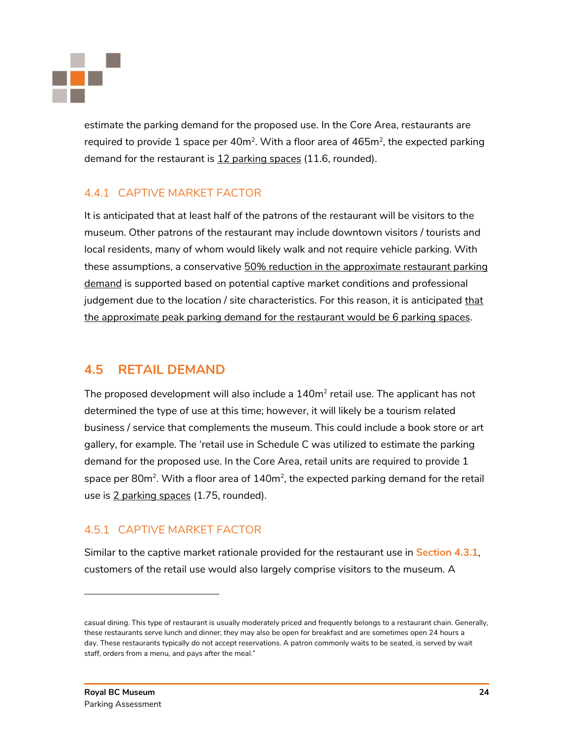estimate the parking demand for the proposed use. In the Core Area, restaurants are required to provide 1 space per 40m$^2$. With a floor area of 465m$^2$, the expected parking demand for the restaurant is 12 parking spaces (11.6, rounded).

### 4.4.1 CAPTIVE MARKET FACTOR

It is anticipated that at least half of the patrons of the restaurant will be visitors to the museum. Other patrons of the restaurant may include downtown visitors / tourists and local residents, many of whom would likely walk and not require vehicle parking. With these assumptions, a conservative 50% reduction in the approximate restaurant parking demand is supported based on potential captive market conditions and professional judgement due to the location / site characteristics. For this reason, it is anticipated that the approximate peak parking demand for the restaurant would be 6 parking spaces.

## 4.5 RETAIL DEMAND

The proposed development will also include a 140m$^2$ retail use. The applicant has not determined the type of use at this time; however, it will likely be a tourism related business / service that complements the museum. This could include a book store or art gallery, for example. The 'retail use in Schedule C was utilized to estimate the parking demand for the proposed use. In the Core Area, retail units are required to provide 1 space per 80m$^2$. With a floor area of 140m$^2$, the expected parking demand for the retail use is 2 parking spaces (1.75, rounded).

### 4.5.1 CAPTIVE MARKET FACTOR

Similar to the captive market rationale provided for the restaurant use in **Section 4.3.1**, customers of the retail use would also largely comprise visitors to the museum. A

---

casual dining. This type of restaurant is usually moderately priced and frequently belongs to a restaurant chain. Generally, these restaurants serve lunch and dinner; they may also be open for breakfast and are sometimes open 24 hours a day. These restaurants typically do not accept reservations. A patron commonly waits to be seated, is served by wait staff, orders from a menu, and pays after the meal."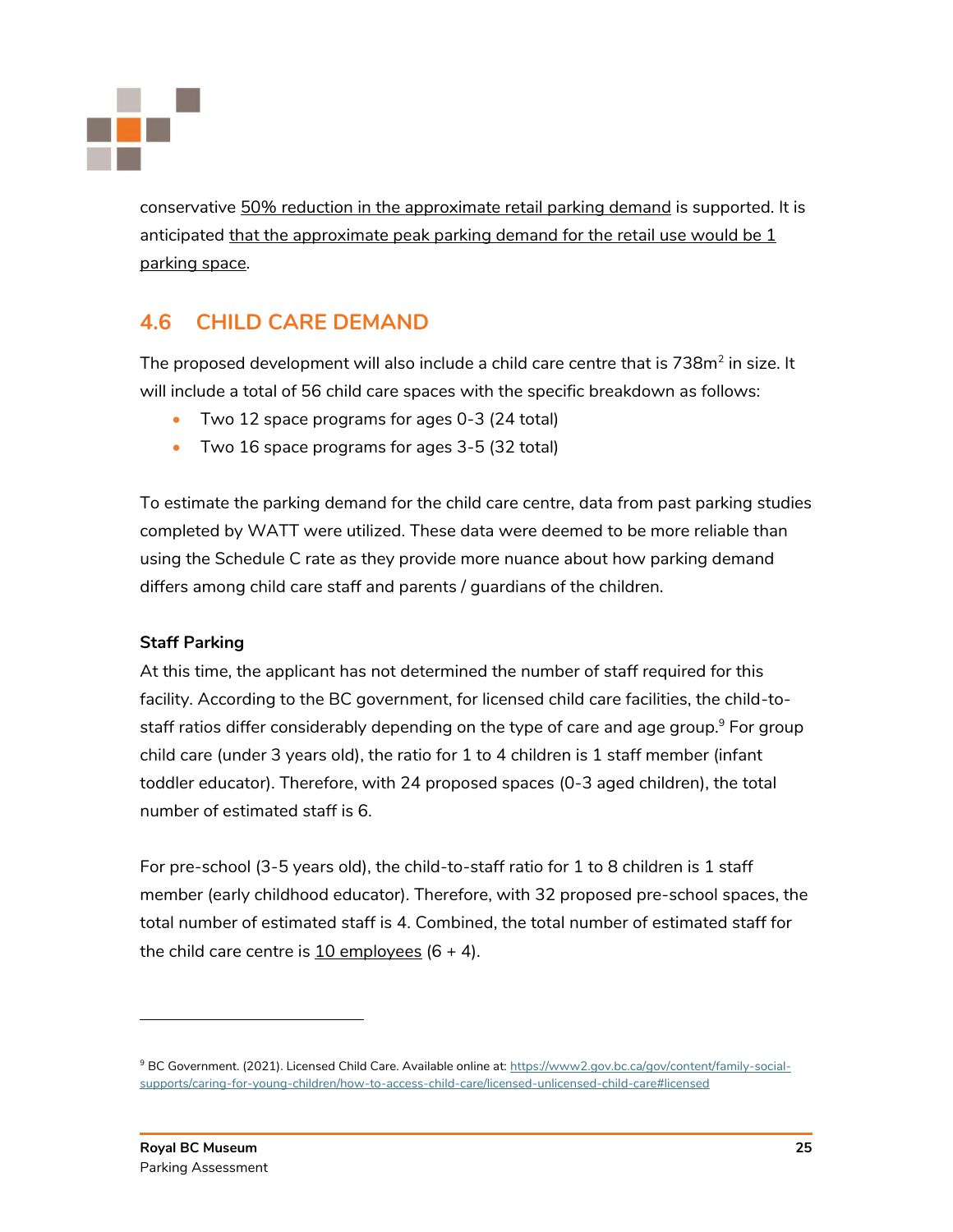conservative 50% reduction in the approximate retail parking demand is supported. It is anticipated that the approximate peak parking demand for the retail use would be 1 parking space.

## 4.6 CHILD CARE DEMAND

The proposed development will also include a child care centre that is 738m$^2$ in size. It will include a total of 56 child care spaces with the specific breakdown as follows:

- Two 12 space programs for ages 0-3 (24 total)
- Two 16 space programs for ages 3-5 (32 total)

To estimate the parking demand for the child care centre, data from past parking studies completed by WATT were utilized. These data were deemed to be more reliable than using the Schedule C rate as they provide more nuance about how parking demand differs among child care staff and parents / guardians of the children.

**Staff Parking**

At this time, the applicant has not determined the number of staff required for this facility. According to the BC government, for licensed child care facilities, the child-to-staff ratios differ considerably depending on the type of care and age group.[9] For group child care (under 3 years old), the ratio for 1 to 4 children is 1 staff member (infant toddler educator). Therefore, with 24 proposed spaces (0-3 aged children), the total number of estimated staff is 6.

For pre-school (3-5 years old), the child-to-staff ratio for 1 to 8 children is 1 staff member (early childhood educator). Therefore, with 32 proposed pre-school spaces, the total number of estimated staff is 4. Combined, the total number of estimated staff for the child care centre is 10 employees (6 + 4).

---

[9] BC Government. (2021). Licensed Child Care. Available online at: https://www2.gov.bc.ca/gov/content/family-social-supports/caring-for-young-children/how-to-access-child-care/licensed-unlicensed-child-care#licensed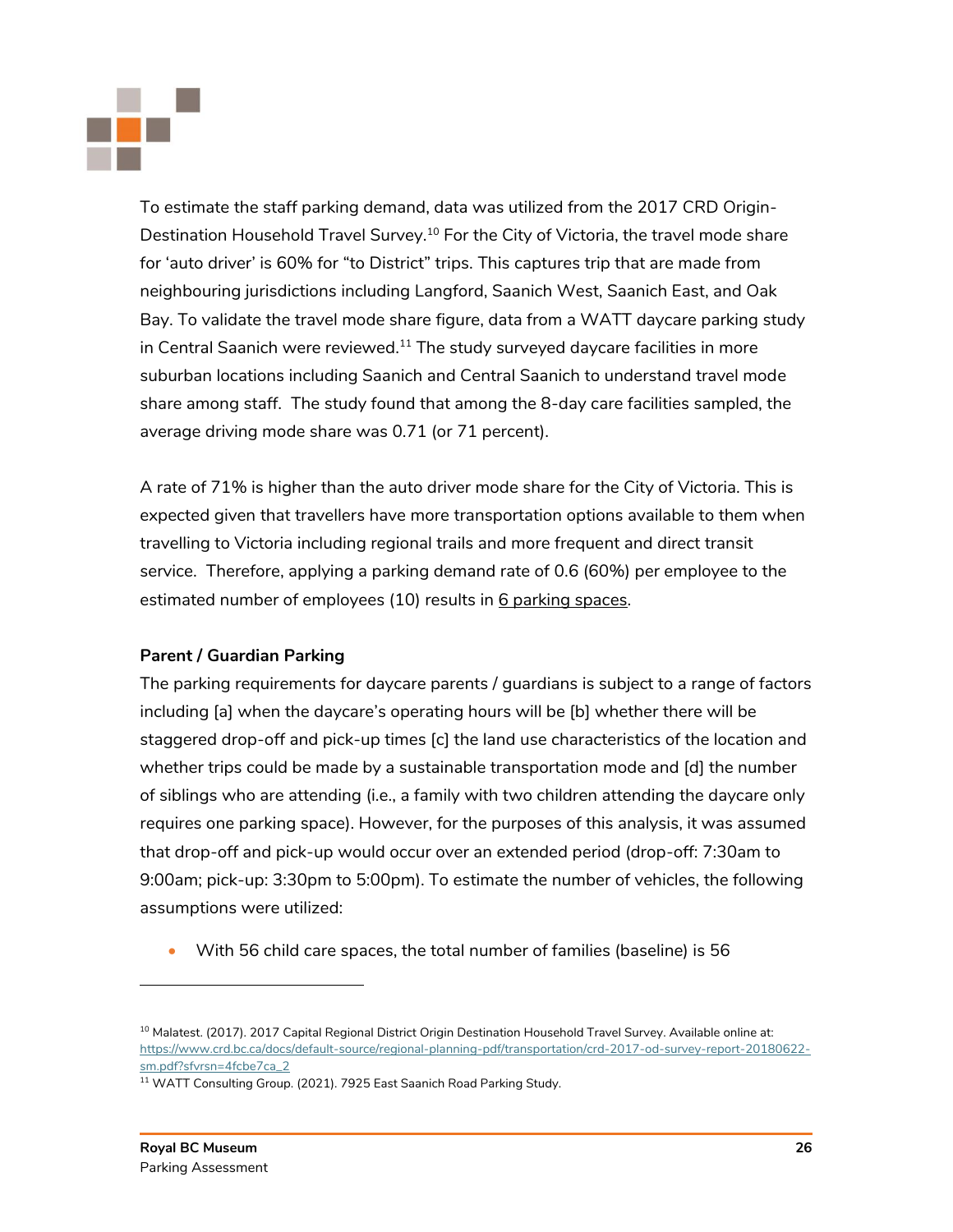To estimate the staff parking demand, data was utilized from the 2017 CRD Origin-Destination Household Travel Survey.[10] For the City of Victoria, the travel mode share for 'auto driver' is 60% for "to District" trips. This captures trip that are made from neighbouring jurisdictions including Langford, Saanich West, Saanich East, and Oak Bay. To validate the travel mode share figure, data from a WATT daycare parking study in Central Saanich were reviewed.[11] The study surveyed daycare facilities in more suburban locations including Saanich and Central Saanich to understand travel mode share among staff. The study found that among the 8-day care facilities sampled, the average driving mode share was 0.71 (or 71 percent).

A rate of 71% is higher than the auto driver mode share for the City of Victoria. This is expected given that travellers have more transportation options available to them when travelling to Victoria including regional trails and more frequent and direct transit service. Therefore, applying a parking demand rate of 0.6 (60%) per employee to the estimated number of employees (10) results in <u>6 parking spaces</u>.

**Parent / Guardian Parking**

The parking requirements for daycare parents / guardians is subject to a range of factors including [a] when the daycare's operating hours will be [b] whether there will be staggered drop-off and pick-up times [c] the land use characteristics of the location and whether trips could be made by a sustainable transportation mode and [d] the number of siblings who are attending (i.e., a family with two children attending the daycare only requires one parking space). However, for the purposes of this analysis, it was assumed that drop-off and pick-up would occur over an extended period (drop-off: 7:30am to 9:00am; pick-up: 3:30pm to 5:00pm). To estimate the number of vehicles, the following assumptions were utilized:

- With 56 child care spaces, the total number of families (baseline) is 56

---

[10] Malatest. (2017). 2017 Capital Regional District Origin Destination Household Travel Survey. Available online at: https://www.crd.bc.ca/docs/default-source/regional-planning-pdf/transportation/crd-2017-od-survey-report-20180622-sm.pdf?sfvrsn=4fcbe7ca_2

[11] WATT Consulting Group. (2021). 7925 East Saanich Road Parking Study.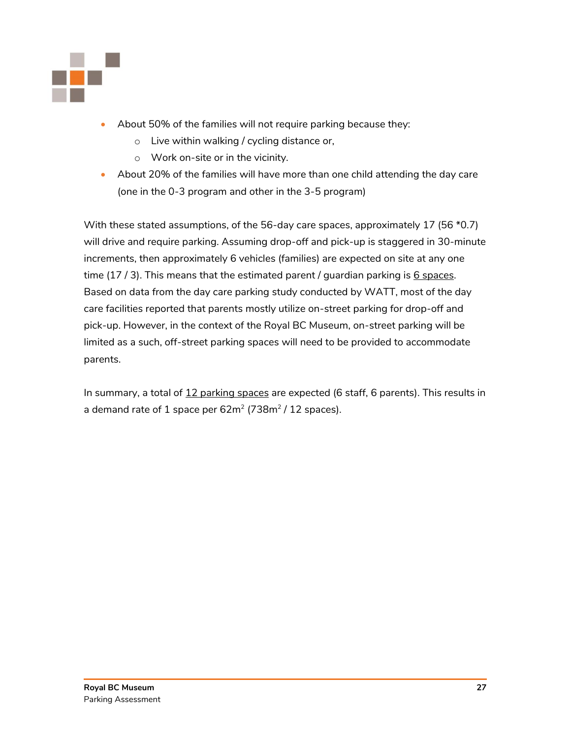- About 50% of the families will not require parking because they:
    - Live within walking / cycling distance or,
    - Work on-site or in the vicinity.
- About 20% of the families will have more than one child attending the day care (one in the 0-3 program and other in the 3-5 program)

With these stated assumptions, of the 56-day care spaces, approximately 17 (56 *0.7) will drive and require parking. Assuming drop-off and pick-up is staggered in 30-minute increments, then approximately 6 vehicles (families) are expected on site at any one time (17 / 3). This means that the estimated parent / guardian parking is 6 spaces. Based on data from the day care parking study conducted by WATT, most of the day care facilities reported that parents mostly utilize on-street parking for drop-off and pick-up. However, in the context of the Royal BC Museum, on-street parking will be limited as a such, off-street parking spaces will need to be provided to accommodate parents.

In summary, a total of 12 parking spaces are expected (6 staff, 6 parents). This results in a demand rate of 1 space per $62m^2$ ($738m^2$ / 12 spaces).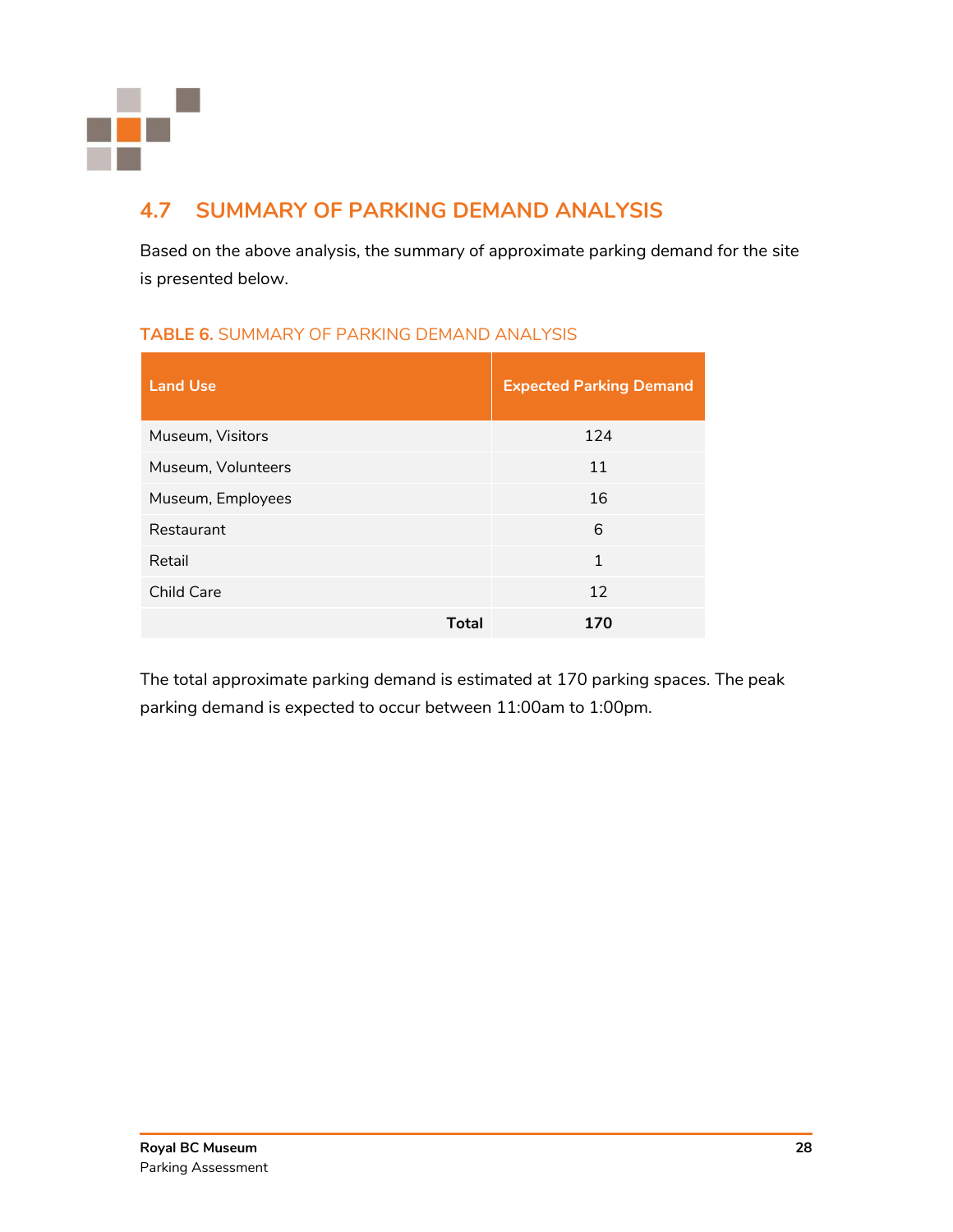## 4.7 SUMMARY OF PARKING DEMAND ANALYSIS

Based on the above analysis, the summary of approximate parking demand for the site is presented below.

**TABLE 6.** SUMMARY OF PARKING DEMAND ANALYSIS

| Land Use | Expected Parking Demand |
|---|---|
| Museum, Visitors | 124 |
| Museum, Volunteers | 11 |
| Museum, Employees | 16 |
| Restaurant | 6 |
| Retail | 1 |
| Child Care | 12 |
| **Total** | **170** |

The total approximate parking demand is estimated at 170 parking spaces. The peak parking demand is expected to occur between 11:00am to 1:00pm.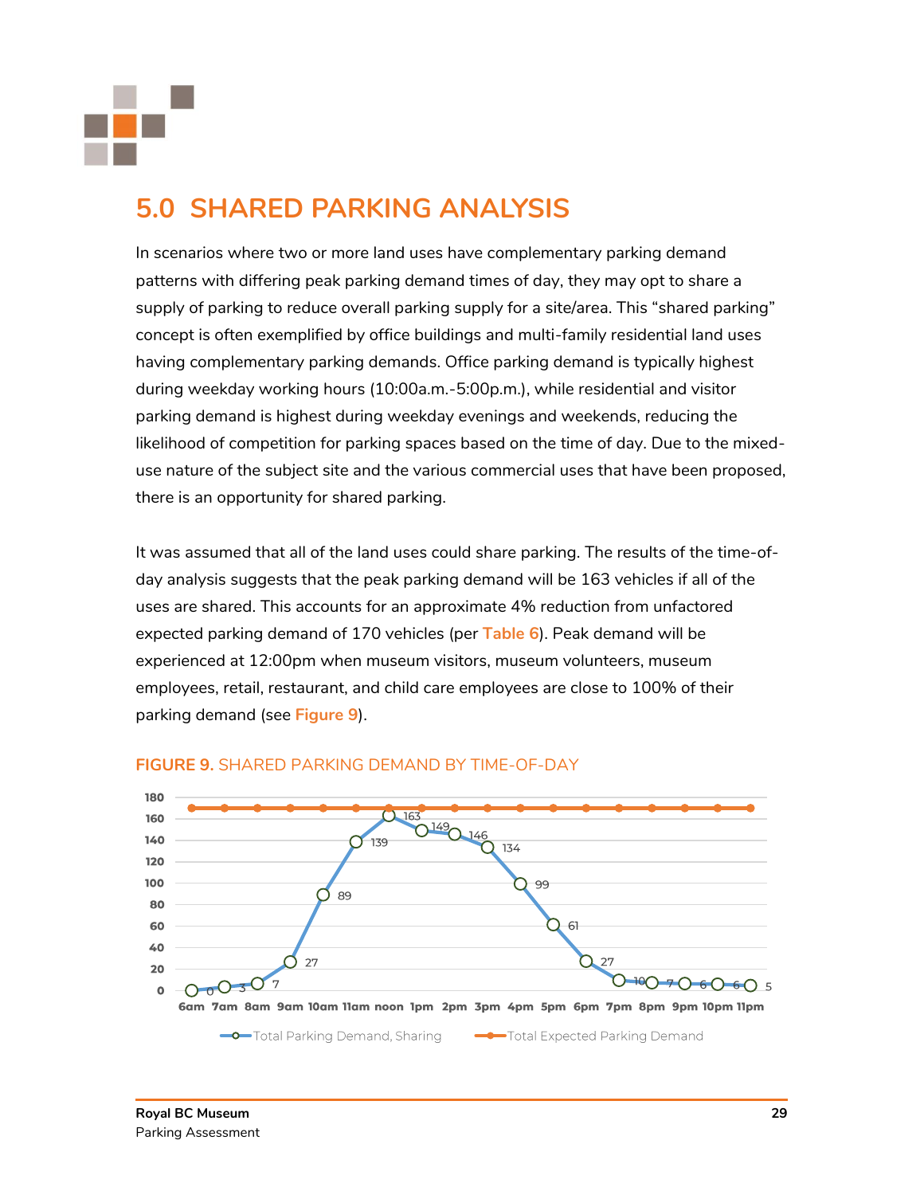# 5.0 SHARED PARKING ANALYSIS

In scenarios where two or more land uses have complementary parking demand patterns with differing peak parking demand times of day, they may opt to share a supply of parking to reduce overall parking supply for a site/area. This "shared parking" concept is often exemplified by office buildings and multi-family residential land uses having complementary parking demands. Office parking demand is typically highest during weekday working hours (10:00a.m.-5:00p.m.), while residential and visitor parking demand is highest during weekday evenings and weekends, reducing the likelihood of competition for parking spaces based on the time of day. Due to the mixed-use nature of the subject site and the various commercial uses that have been proposed, there is an opportunity for shared parking.

It was assumed that all of the land uses could share parking. The results of the time-of-day analysis suggests that the peak parking demand will be 163 vehicles if all of the uses are shared. This accounts for an approximate 4% reduction from unfactored expected parking demand of 170 vehicles (per **Table 6**). Peak demand will be experienced at 12:00pm when museum visitors, museum volunteers, museum employees, retail, restaurant, and child care employees are close to 100% of their parking demand (see **Figure 9**).

**FIGURE 9.** SHARED PARKING DEMAND BY TIME-OF-DAY

| Time | Total Parking Demand, Sharing | Total Expected Parking Demand |
|---|---|---|
| 6am | 0 | 170 |
| 7am | 3 | 170 |
| 8am | 7 | 170 |
| 9am | 27 | 170 |
| 10am | 89 | 170 |
| 11am | 139 | 170 |
| noon | 163 | 170 |
| 1pm | 149 | 170 |
| 2pm | 146 | 170 |
| 3pm | 134 | 170 |
| 4pm | 99 | 170 |
| 5pm | 61 | 170 |
| 6pm | 27 | 170 |
| 7pm | 10 | 170 |
| 8pm | 7 | 170 |
| 9pm | 7 | 170 |
| 10pm | 6 | 170 |
| 11pm | 6 | 170 |
| | 5 | |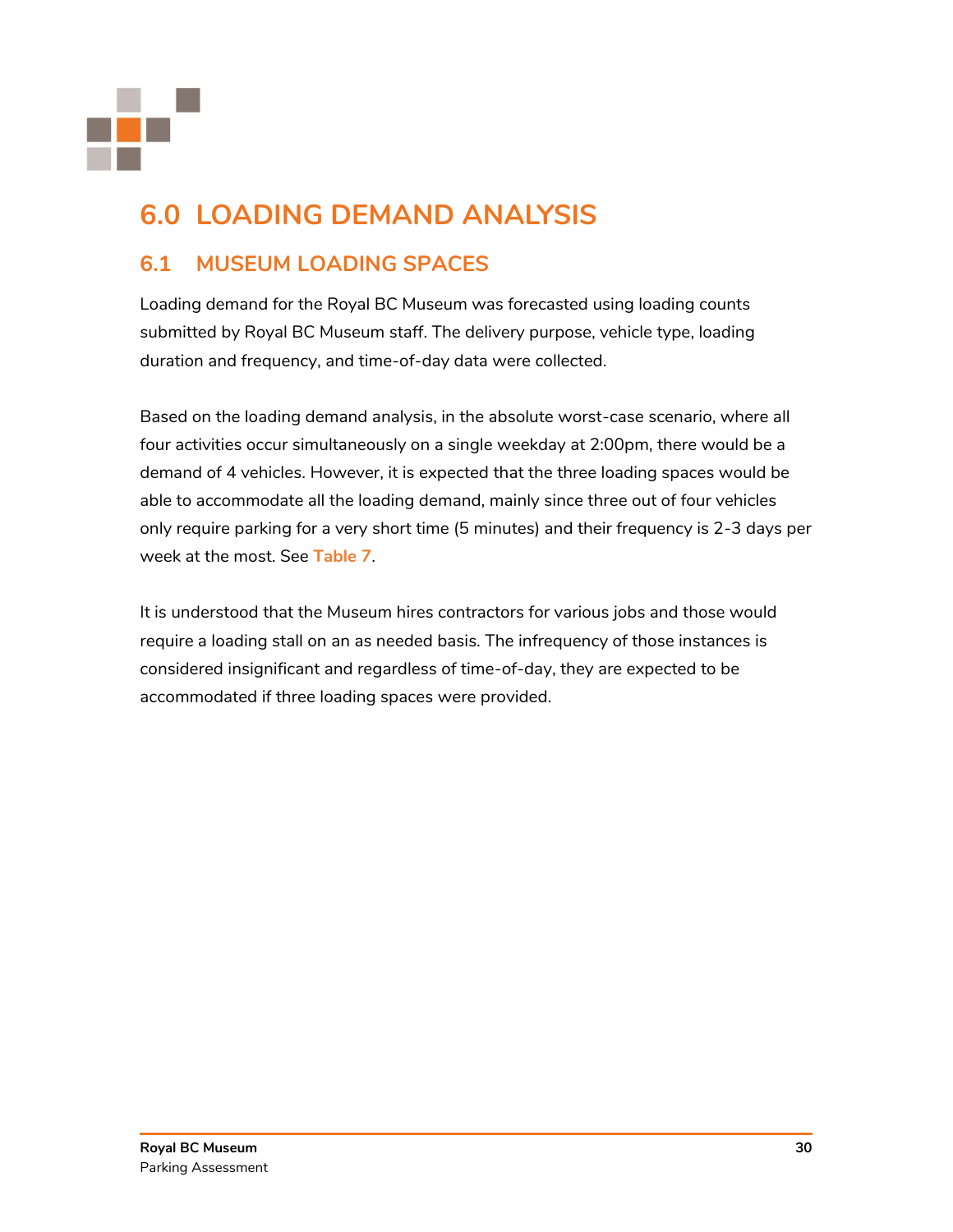# 6.0 LOADING DEMAND ANALYSIS

## 6.1 MUSEUM LOADING SPACES

Loading demand for the Royal BC Museum was forecasted using loading counts submitted by Royal BC Museum staff. The delivery purpose, vehicle type, loading duration and frequency, and time-of-day data were collected.

Based on the loading demand analysis, in the absolute worst-case scenario, where all four activities occur simultaneously on a single weekday at 2:00pm, there would be a demand of 4 vehicles. However, it is expected that the three loading spaces would be able to accommodate all the loading demand, mainly since three out of four vehicles only require parking for a very short time (5 minutes) and their frequency is 2-3 days per week at the most. See **Table 7**.

It is understood that the Museum hires contractors for various jobs and those would require a loading stall on an as needed basis. The infrequency of those instances is considered insignificant and regardless of time-of-day, they are expected to be accommodated if three loading spaces were provided.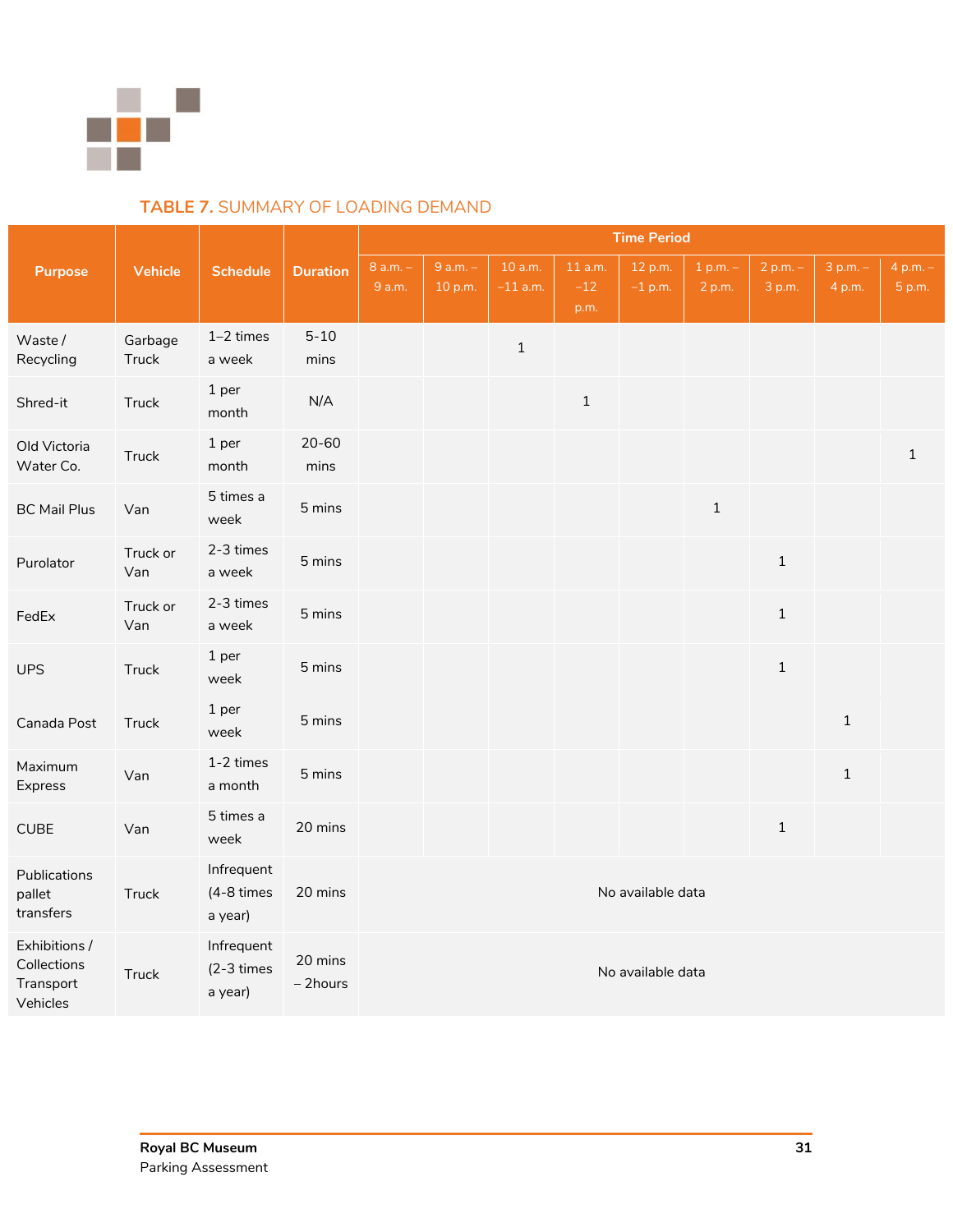**TABLE 7.** SUMMARY OF LOADING DEMAND

| Purpose | Vehicle | Schedule | Duration | Time Period | | | | | | | | |
|---|---|---|---|---|---|---|---|---|---|---|---|---|
| | | | | 8 a.m. – 9 a.m. | 9 a.m. – 10 p.m. | 10 a.m. –11 a.m. | 11 a.m. –12 p.m. | 12 p.m. –1 p.m. | 1 p.m. – 2 p.m. | 2 p.m. – 3 p.m. | 3 p.m. – 4 p.m. | 4 p.m. – 5 p.m. |
| Waste / Recycling | Garbage Truck | 1–2 times a week | 5-10 mins | | | 1 | | | | | | |
| Shred-it | Truck | 1 per month | N/A | | | | 1 | | | | | |
| Old Victoria Water Co. | Truck | 1 per month | 20-60 mins | | | | | | | | | 1 |
| BC Mail Plus | Van | 5 times a week | 5 mins | | | | | | 1 | | | |
| Purolator | Truck or Van | 2-3 times a week | 5 mins | | | | | | | 1 | | |
| FedEx | Truck or Van | 2-3 times a week | 5 mins | | | | | | | 1 | | |
| UPS | Truck | 1 per week | 5 mins | | | | | | | 1 | | |
| Canada Post | Truck | 1 per week | 5 mins | | | | | | | | 1 | |
| Maximum Express | Van | 1-2 times a month | 5 mins | | | | | | | | 1 | |
| CUBE | Van | 5 times a week | 20 mins | | | | | | | 1 | | |
| Publications pallet transfers | Truck | Infrequent (4-8 times a year) | 20 mins | No available data | | | | | | | | |
| Exhibitions / Collections Transport Vehicles | Truck | Infrequent (2-3 times a year) | 20 mins – 2hours | No available data | | | | | | | | |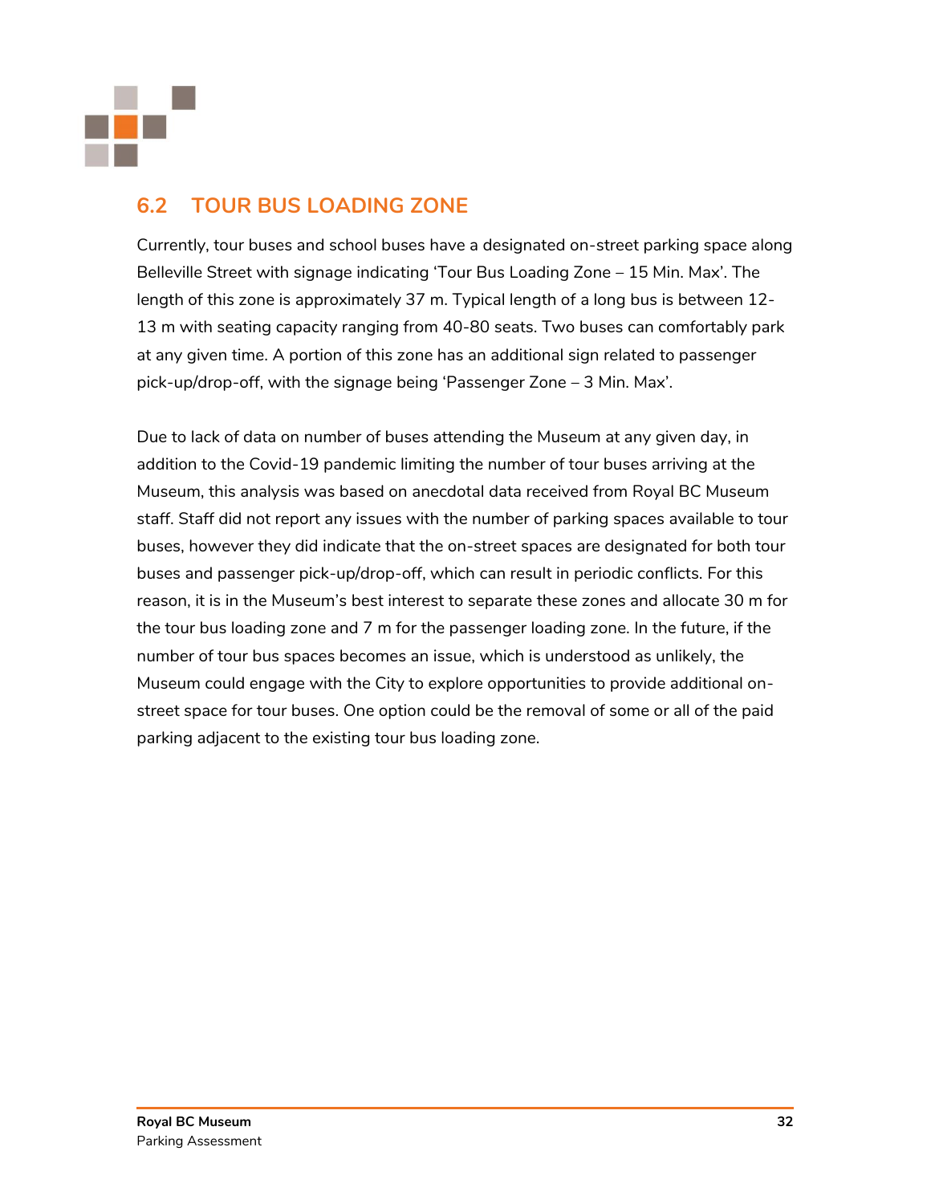## 6.2 TOUR BUS LOADING ZONE

Currently, tour buses and school buses have a designated on-street parking space along Belleville Street with signage indicating 'Tour Bus Loading Zone – 15 Min. Max'. The length of this zone is approximately 37 m. Typical length of a long bus is between 12-13 m with seating capacity ranging from 40-80 seats. Two buses can comfortably park at any given time. A portion of this zone has an additional sign related to passenger pick-up/drop-off, with the signage being 'Passenger Zone – 3 Min. Max'.

Due to lack of data on number of buses attending the Museum at any given day, in addition to the Covid-19 pandemic limiting the number of tour buses arriving at the Museum, this analysis was based on anecdotal data received from Royal BC Museum staff. Staff did not report any issues with the number of parking spaces available to tour buses, however they did indicate that the on-street spaces are designated for both tour buses and passenger pick-up/drop-off, which can result in periodic conflicts. For this reason, it is in the Museum's best interest to separate these zones and allocate 30 m for the tour bus loading zone and 7 m for the passenger loading zone. In the future, if the number of tour bus spaces becomes an issue, which is understood as unlikely, the Museum could engage with the City to explore opportunities to provide additional on-street space for tour buses. One option could be the removal of some or all of the paid parking adjacent to the existing tour bus loading zone.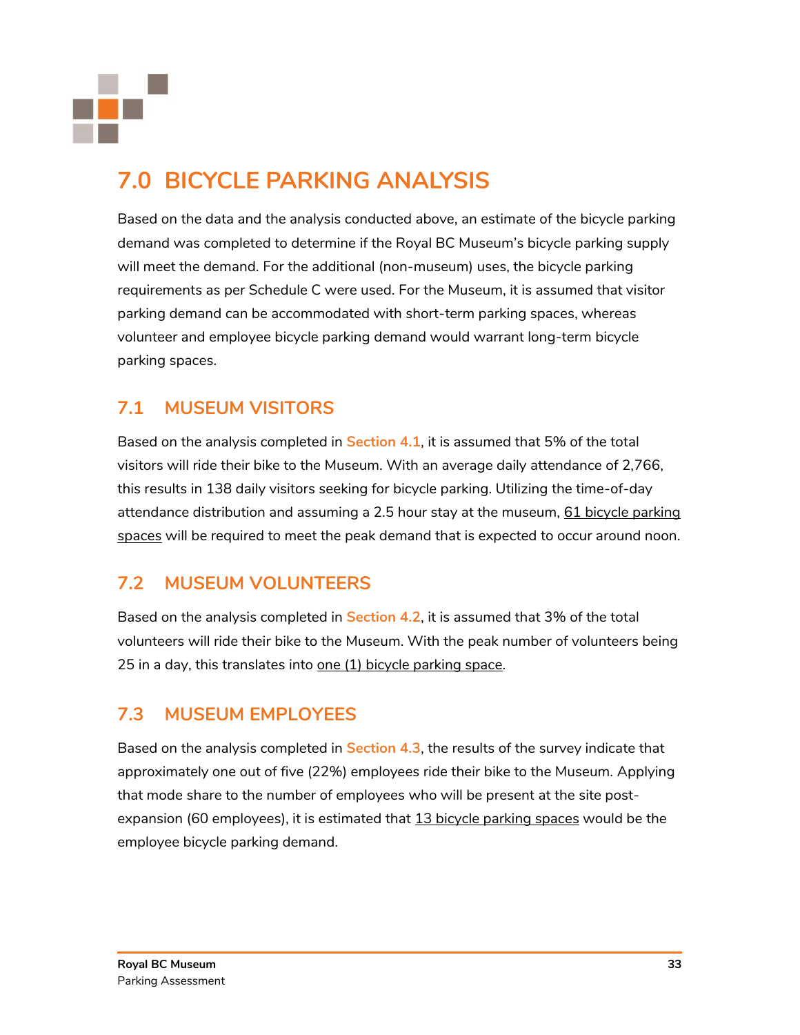# 7.0 BICYCLE PARKING ANALYSIS

Based on the data and the analysis conducted above, an estimate of the bicycle parking demand was completed to determine if the Royal BC Museum's bicycle parking supply will meet the demand. For the additional (non-museum) uses, the bicycle parking requirements as per Schedule C were used. For the Museum, it is assumed that visitor parking demand can be accommodated with short-term parking spaces, whereas volunteer and employee bicycle parking demand would warrant long-term bicycle parking spaces.

## 7.1 MUSEUM VISITORS

Based on the analysis completed in **Section 4.1**, it is assumed that 5% of the total visitors will ride their bike to the Museum. With an average daily attendance of 2,766, this results in 138 daily visitors seeking for bicycle parking. Utilizing the time-of-day attendance distribution and assuming a 2.5 hour stay at the museum, 61 bicycle parking spaces will be required to meet the peak demand that is expected to occur around noon.

## 7.2 MUSEUM VOLUNTEERS

Based on the analysis completed in **Section 4.2**, it is assumed that 3% of the total volunteers will ride their bike to the Museum. With the peak number of volunteers being 25 in a day, this translates into one (1) bicycle parking space.

## 7.3 MUSEUM EMPLOYEES

Based on the analysis completed in **Section 4.3**, the results of the survey indicate that approximately one out of five (22%) employees ride their bike to the Museum. Applying that mode share to the number of employees who will be present at the site post-expansion (60 employees), it is estimated that 13 bicycle parking spaces would be the employee bicycle parking demand.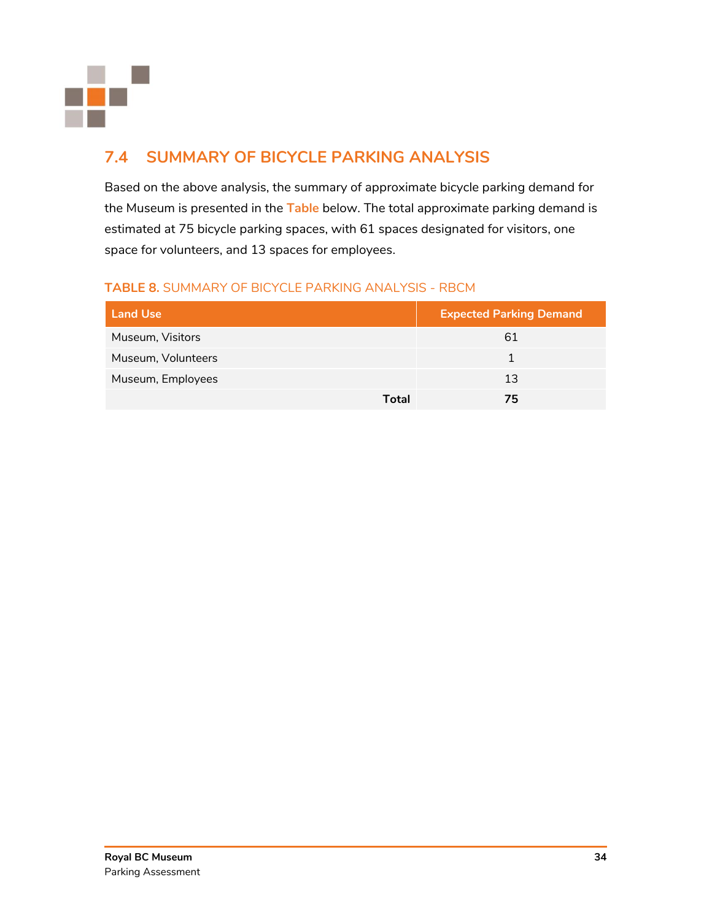## 7.4 SUMMARY OF BICYCLE PARKING ANALYSIS

Based on the above analysis, the summary of approximate bicycle parking demand for the Museum is presented in the **Table** below. The total approximate parking demand is estimated at 75 bicycle parking spaces, with 61 spaces designated for visitors, one space for volunteers, and 13 spaces for employees.

**TABLE 8.** SUMMARY OF BICYCLE PARKING ANALYSIS - RBCM

| Land Use | Expected Parking Demand |
| --- | --- |
| Museum, Visitors | 61 |
| Museum, Volunteers | 1 |
| Museum, Employees | 13 |
| **Total** | **75** |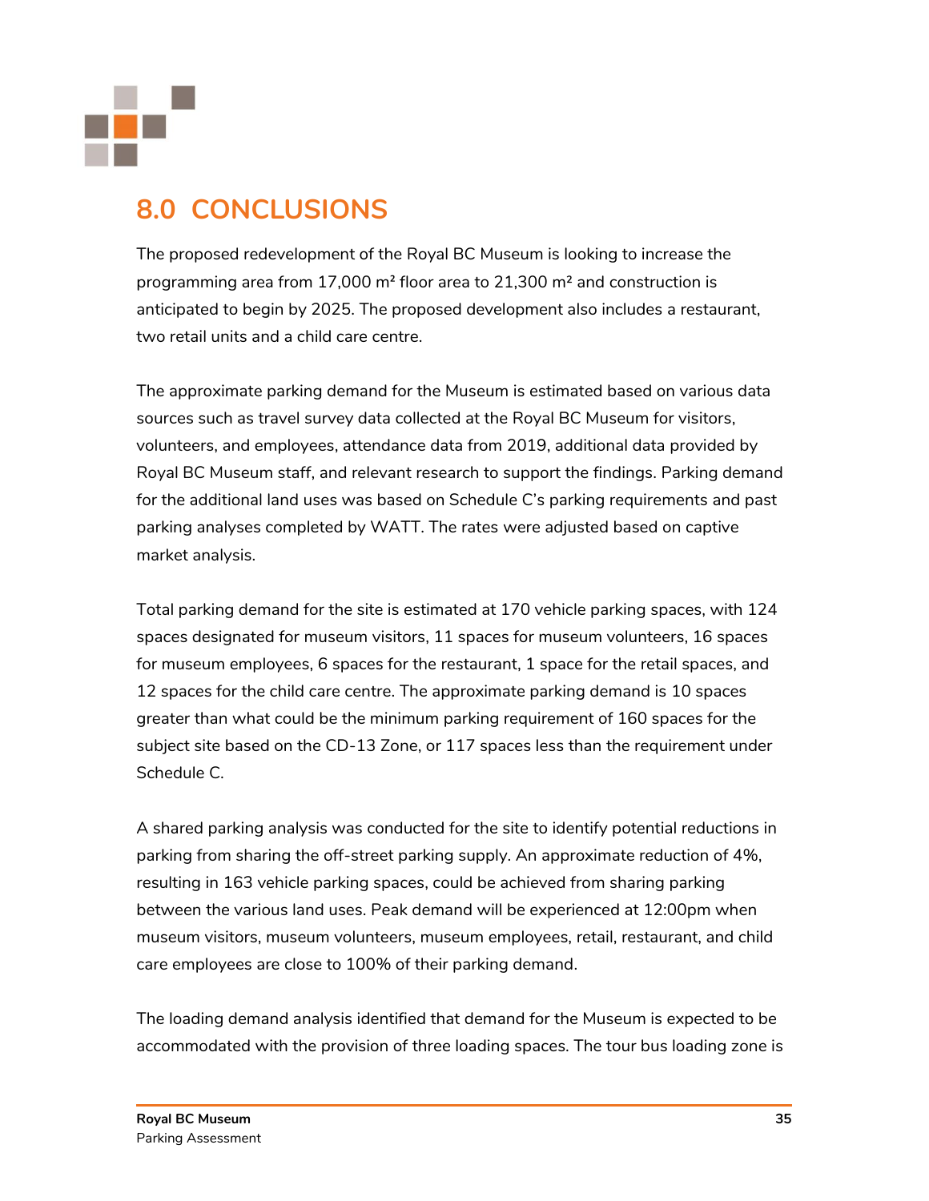# 8.0 CONCLUSIONS

The proposed redevelopment of the Royal BC Museum is looking to increase the programming area from 17,000 m² floor area to 21,300 m² and construction is anticipated to begin by 2025. The proposed development also includes a restaurant, two retail units and a child care centre.

The approximate parking demand for the Museum is estimated based on various data sources such as travel survey data collected at the Royal BC Museum for visitors, volunteers, and employees, attendance data from 2019, additional data provided by Royal BC Museum staff, and relevant research to support the findings. Parking demand for the additional land uses was based on Schedule C's parking requirements and past parking analyses completed by WATT. The rates were adjusted based on captive market analysis.

Total parking demand for the site is estimated at 170 vehicle parking spaces, with 124 spaces designated for museum visitors, 11 spaces for museum volunteers, 16 spaces for museum employees, 6 spaces for the restaurant, 1 space for the retail spaces, and 12 spaces for the child care centre. The approximate parking demand is 10 spaces greater than what could be the minimum parking requirement of 160 spaces for the subject site based on the CD-13 Zone, or 117 spaces less than the requirement under Schedule C.

A shared parking analysis was conducted for the site to identify potential reductions in parking from sharing the off-street parking supply. An approximate reduction of 4%, resulting in 163 vehicle parking spaces, could be achieved from sharing parking between the various land uses. Peak demand will be experienced at 12:00pm when museum visitors, museum volunteers, museum employees, retail, restaurant, and child care employees are close to 100% of their parking demand.

The loading demand analysis identified that demand for the Museum is expected to be accommodated with the provision of three loading spaces. The tour bus loading zone is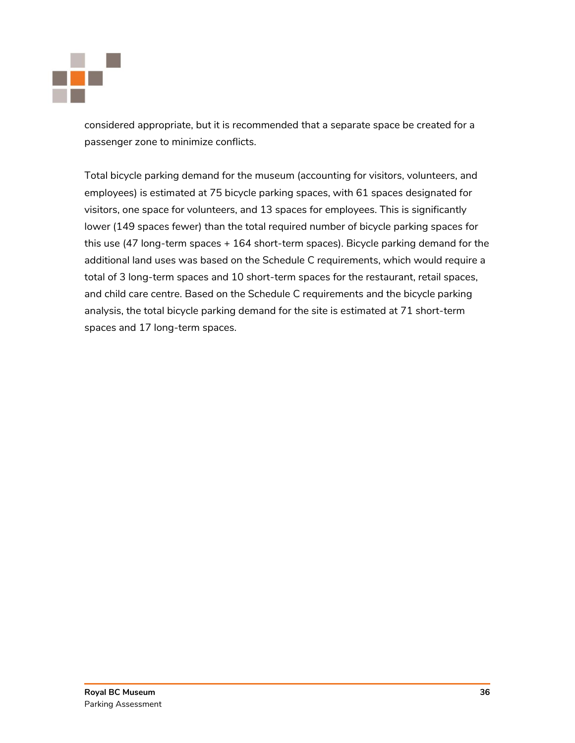considered appropriate, but it is recommended that a separate space be created for a passenger zone to minimize conflicts.

Total bicycle parking demand for the museum (accounting for visitors, volunteers, and employees) is estimated at 75 bicycle parking spaces, with 61 spaces designated for visitors, one space for volunteers, and 13 spaces for employees. This is significantly lower (149 spaces fewer) than the total required number of bicycle parking spaces for this use (47 long-term spaces + 164 short-term spaces). Bicycle parking demand for the additional land uses was based on the Schedule C requirements, which would require a total of 3 long-term spaces and 10 short-term spaces for the restaurant, retail spaces, and child care centre. Based on the Schedule C requirements and the bicycle parking analysis, the total bicycle parking demand for the site is estimated at 71 short-term spaces and 17 long-term spaces.